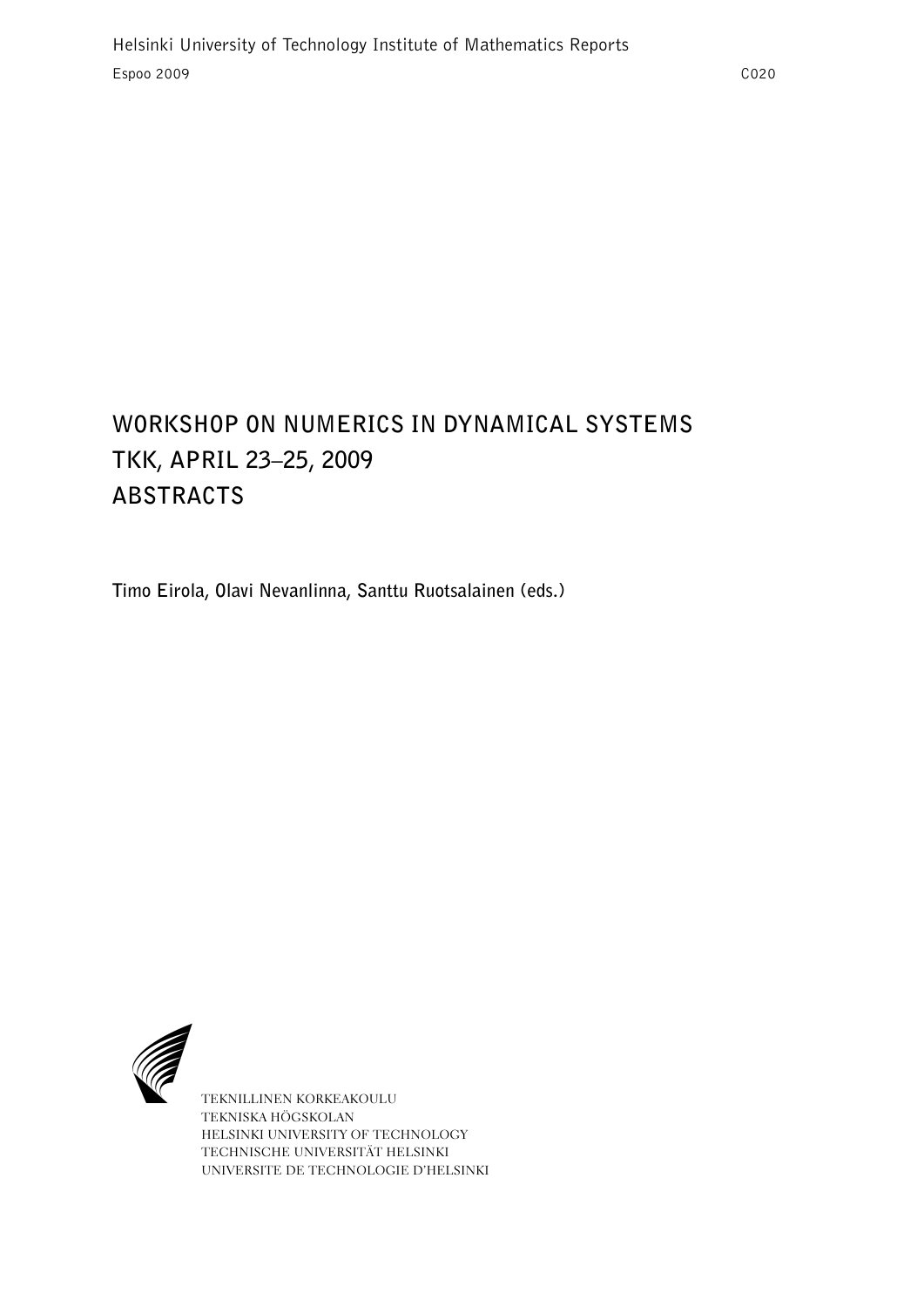Helsinki University of Technology Institute of Mathematics Reports

Espoo 2009 C020

# WORKSHOP ON NUMERICS IN DYNAMICAL SYSTEMS
# TKK, APRIL 23–25, 2009
# ABSTRACTS

**Timo Eirola, Olavi Nevanlinna, Santtu Ruotsalainen (eds.)**

TEKNILLINEN KORKEAKOULU
TEKNISKA HÖGSKOLAN
HELSINKI UNIVERSITY OF TECHNOLOGY
TECHNISCHE UNIVERSITÄT HELSINKI
UNIVERSITE DE TECHNOLOGIE D'HELSINKI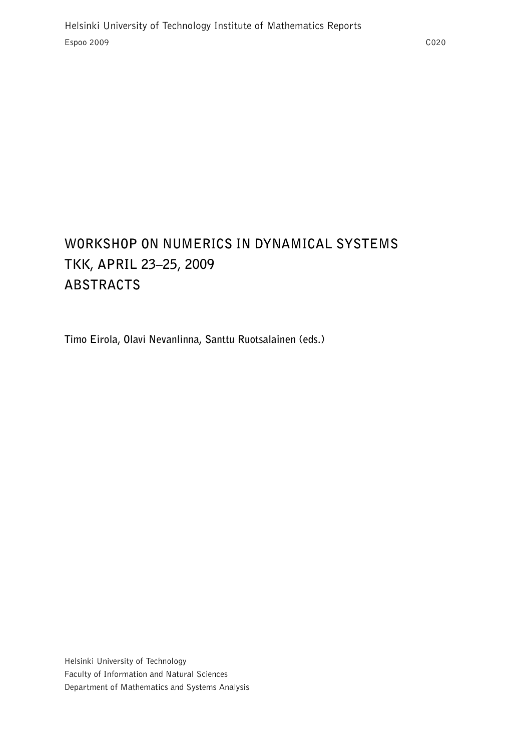Helsinki University of Technology Institute of Mathematics Reports

Espoo 2009 C020

# WORKSHOP ON NUMERICS IN DYNAMICAL SYSTEMS
# TKK, APRIL 23–25, 2009
# ABSTRACTS

**Timo Eirola, Olavi Nevanlinna, Santtu Ruotsalainen (eds.)**

Helsinki University of Technology
Faculty of Information and Natural Sciences
Department of Mathematics and Systems Analysis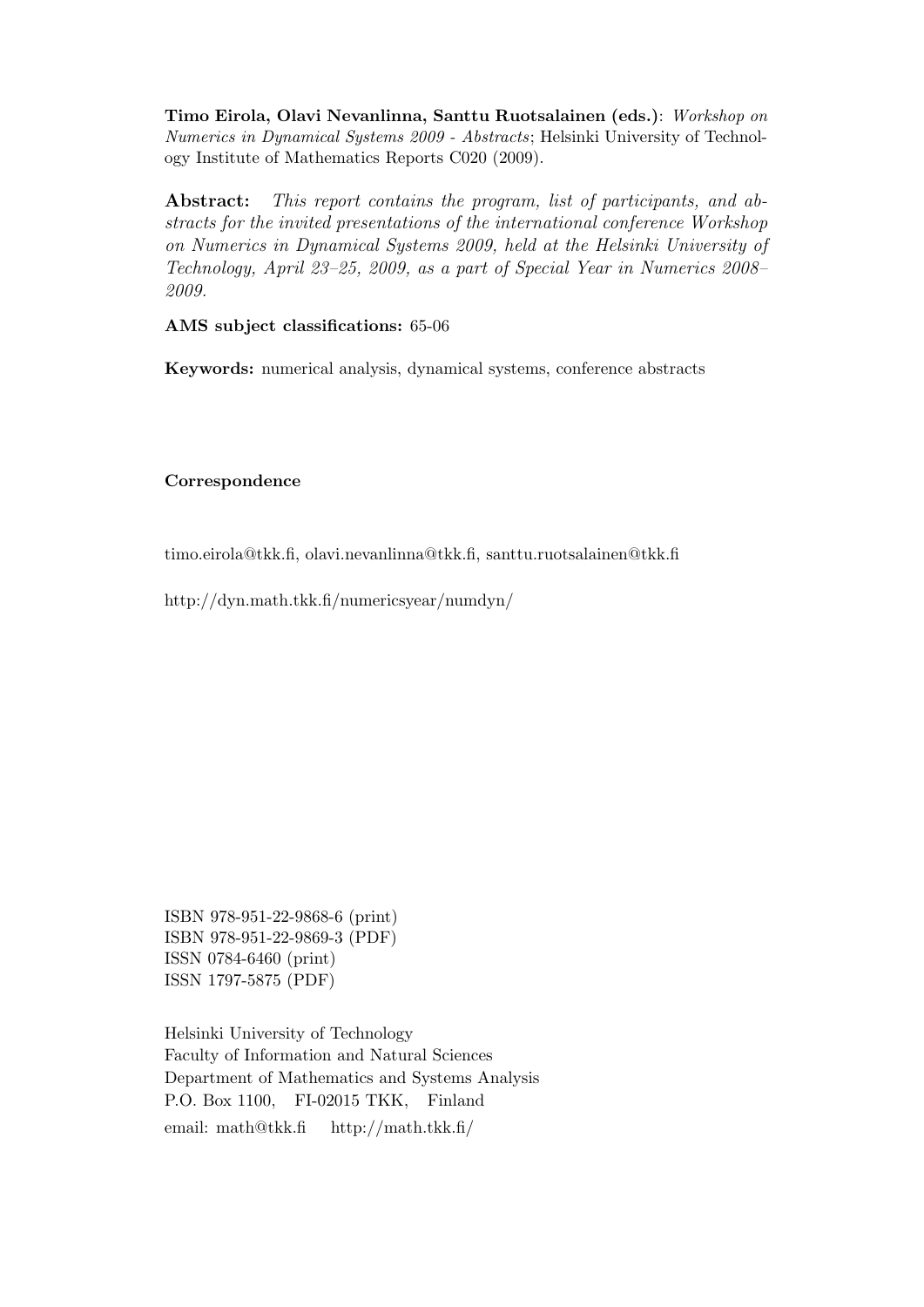**Timo Eirola, Olavi Nevanlinna, Santtu Ruotsalainen (eds.)**: *Workshop on Numerics in Dynamical Systems 2009 - Abstracts*; Helsinki University of Technology Institute of Mathematics Reports C020 (2009).

**Abstract:** *This report contains the program, list of participants, and abstracts for the invited presentations of the international conference Workshop on Numerics in Dynamical Systems 2009, held at the Helsinki University of Technology, April 23–25, 2009, as a part of Special Year in Numerics 2008–2009.*

**AMS subject classifications:** 65-06

**Keywords:** numerical analysis, dynamical systems, conference abstracts

**Correspondence**

timo.eirola@tkk.fi, olavi.nevanlinna@tkk.fi, santtu.ruotsalainen@tkk.fi

http://dyn.math.tkk.fi/numericsyear/numdyn/

ISBN 978-951-22-9868-6 (print)
ISBN 978-951-22-9869-3 (PDF)
ISSN 0784-6460 (print)
ISSN 1797-5875 (PDF)

Helsinki University of Technology
Faculty of Information and Natural Sciences
Department of Mathematics and Systems Analysis
P.O. Box 1100, FI-02015 TKK, Finland
email: math@tkk.fi http://math.tkk.fi/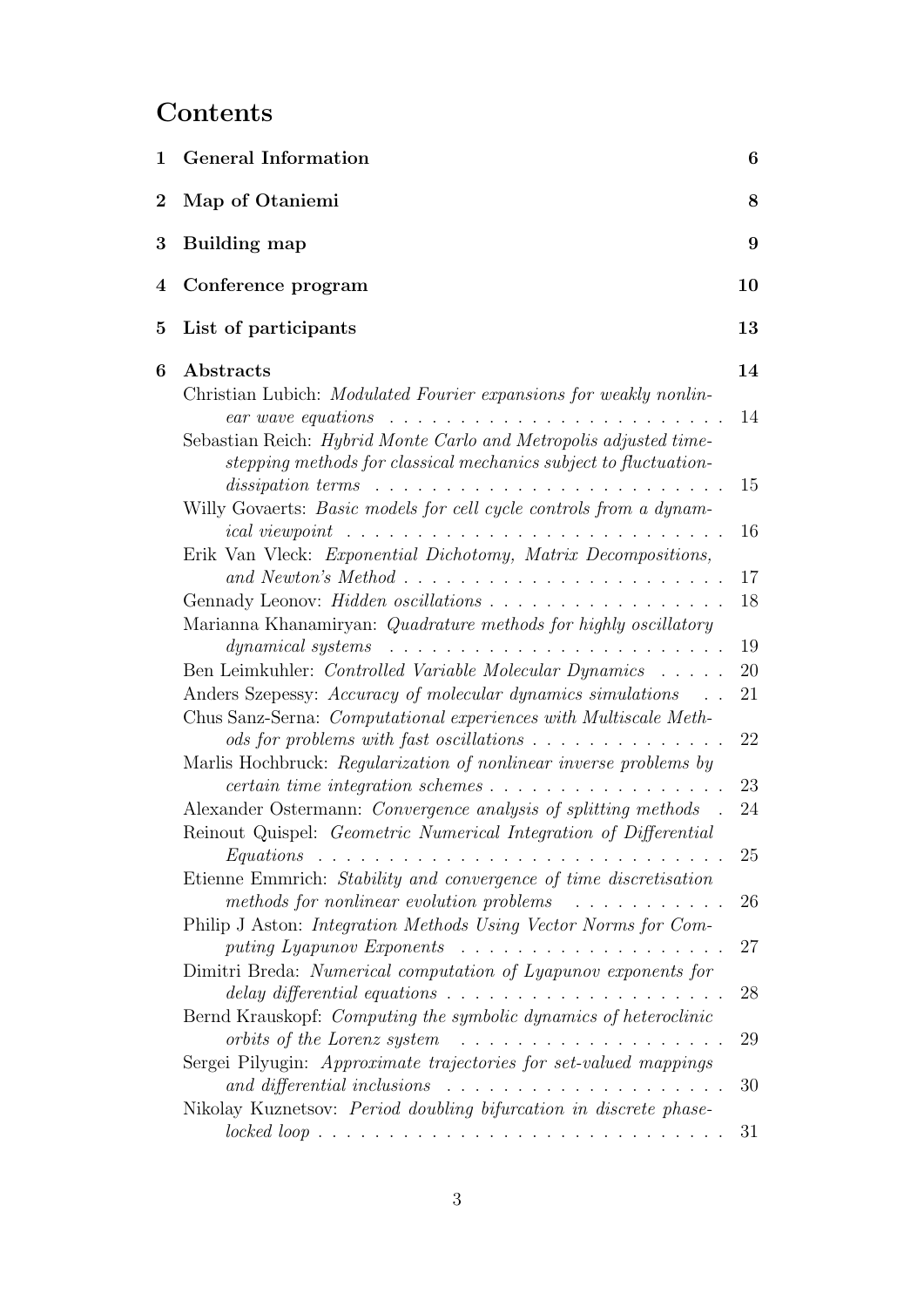# Contents

| | | |
|---|---|---|
| **1** | **General Information** | **6** |
| **2** | **Map of Otaniemi** | **8** |
| **3** | **Building map** | **9** |
| **4** | **Conference program** | **10** |
| **5** | **List of participants** | **13** |
| **6** | **Abstracts** | **14** |
| | Christian Lubich: *Modulated Fourier expansions for weakly nonlinear wave equations* | 14 |
| | Sebastian Reich: *Hybrid Monte Carlo and Metropolis adjusted time-stepping methods for classical mechanics subject to fluctuation-dissipation terms* | 15 |
| | Willy Govaerts: *Basic models for cell cycle controls from a dynamical viewpoint* | 16 |
| | Erik Van Vleck: *Exponential Dichotomy, Matrix Decompositions, and Newton's Method* | 17 |
| | Gennady Leonov: *Hidden oscillations* | 18 |
| | Marianna Khanamiryan: *Quadrature methods for highly oscillatory dynamical systems* | 19 |
| | Ben Leimkuhler: *Controlled Variable Molecular Dynamics* | 20 |
| | Anders Szepessy: *Accuracy of molecular dynamics simulations* | 21 |
| | Chus Sanz-Serna: *Computational experiences with Multiscale Methods for problems with fast oscillations* | 22 |
| | Marlis Hochbruck: *Regularization of nonlinear inverse problems by certain time integration schemes* | 23 |
| | Alexander Ostermann: *Convergence analysis of splitting methods* | 24 |
| | Reinout Quispel: *Geometric Numerical Integration of Differential Equations* | 25 |
| | Etienne Emmrich: *Stability and convergence of time discretisation methods for nonlinear evolution problems* | 26 |
| | Philip J Aston: *Integration Methods Using Vector Norms for Computing Lyapunov Exponents* | 27 |
| | Dimitri Breda: *Numerical computation of Lyapunov exponents for delay differential equations* | 28 |
| | Bernd Krauskopf: *Computing the symbolic dynamics of heteroclinic orbits of the Lorenz system* | 29 |
| | Sergei Pilyugin: *Approximate trajectories for set-valued mappings and differential inclusions* | 30 |
| | Nikolay Kuznetsov: *Period doubling bifurcation in discrete phase-locked loop* | 31 |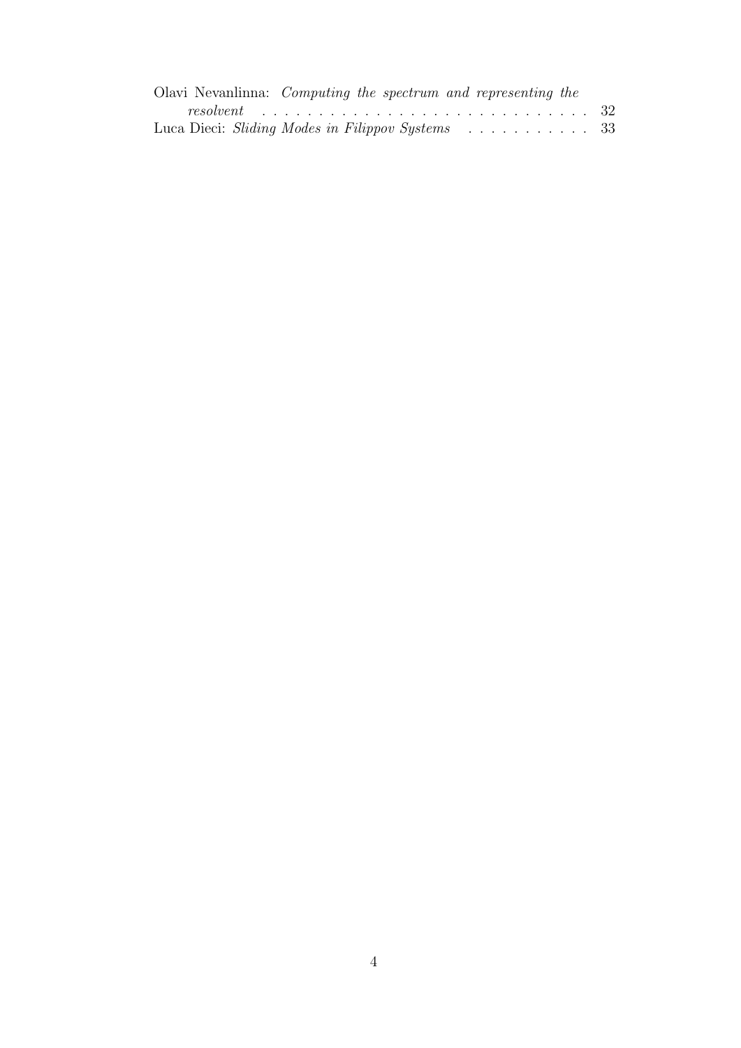Olavi Nevanlinna: *Computing the spectrum and representing the resolvent* . . . . . . . . . . . . . . . . . . . . . . . . . . . . . 32

Luca Dieci: *Sliding Modes in Filippov Systems* . . . . . . . . . . . 33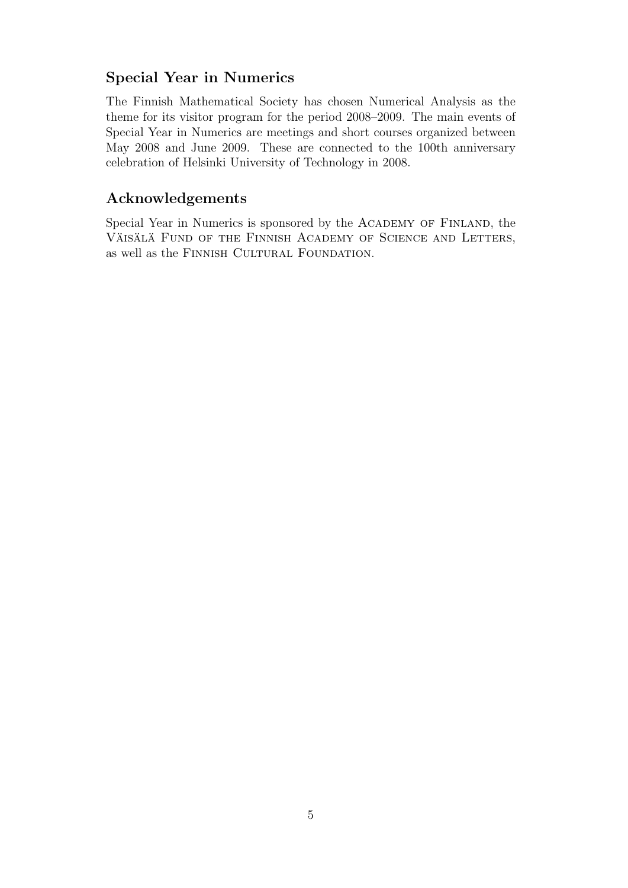## Special Year in Numerics

The Finnish Mathematical Society has chosen Numerical Analysis as the theme for its visitor program for the period 2008–2009. The main events of Special Year in Numerics are meetings and short courses organized between May 2008 and June 2009. These are connected to the 100th anniversary celebration of Helsinki University of Technology in 2008.

## Acknowledgements

Special Year in Numerics is sponsored by the Academy of Finland, the Väisälä Fund of the Finnish Academy of Science and Letters, as well as the Finnish Cultural Foundation.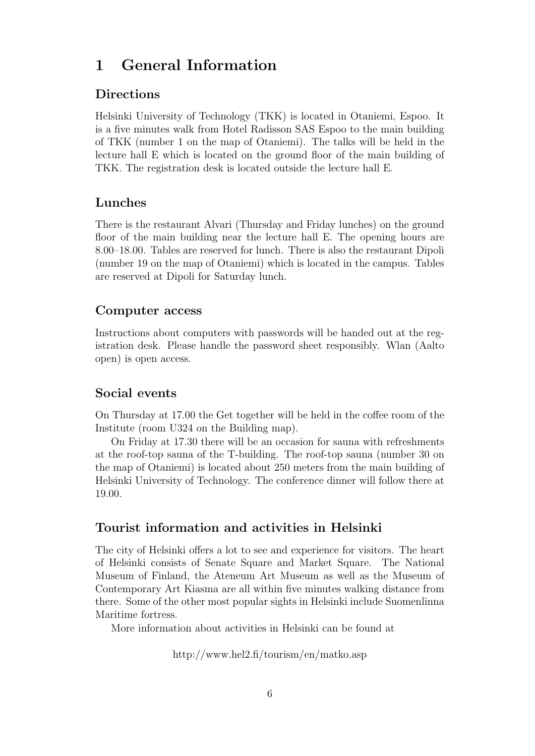# 1 General Information

## Directions

Helsinki University of Technology (TKK) is located in Otaniemi, Espoo. It is a five minutes walk from Hotel Radisson SAS Espoo to the main building of TKK (number 1 on the map of Otaniemi). The talks will be held in the lecture hall E which is located on the ground floor of the main building of TKK. The registration desk is located outside the lecture hall E.

## Lunches

There is the restaurant Alvari (Thursday and Friday lunches) on the ground floor of the main building near the lecture hall E. The opening hours are 8.00–18.00. Tables are reserved for lunch. There is also the restaurant Dipoli (number 19 on the map of Otaniemi) which is located in the campus. Tables are reserved at Dipoli for Saturday lunch.

## Computer access

Instructions about computers with passwords will be handed out at the registration desk. Please handle the password sheet responsibly. Wlan (Aalto open) is open access.

## Social events

On Thursday at 17.00 the Get together will be held in the coffee room of the Institute (room U324 on the Building map).

On Friday at 17.30 there will be an occasion for sauna with refreshments at the roof-top sauna of the T-building. The roof-top sauna (number 30 on the map of Otaniemi) is located about 250 meters from the main building of Helsinki University of Technology. The conference dinner will follow there at 19.00.

## Tourist information and activities in Helsinki

The city of Helsinki offers a lot to see and experience for visitors. The heart of Helsinki consists of Senate Square and Market Square. The National Museum of Finland, the Ateneum Art Museum as well as the Museum of Contemporary Art Kiasma are all within five minutes walking distance from there. Some of the other most popular sights in Helsinki include Suomenlinna Maritime fortress.

More information about activities in Helsinki can be found at

http://www.hel2.fi/tourism/en/matko.asp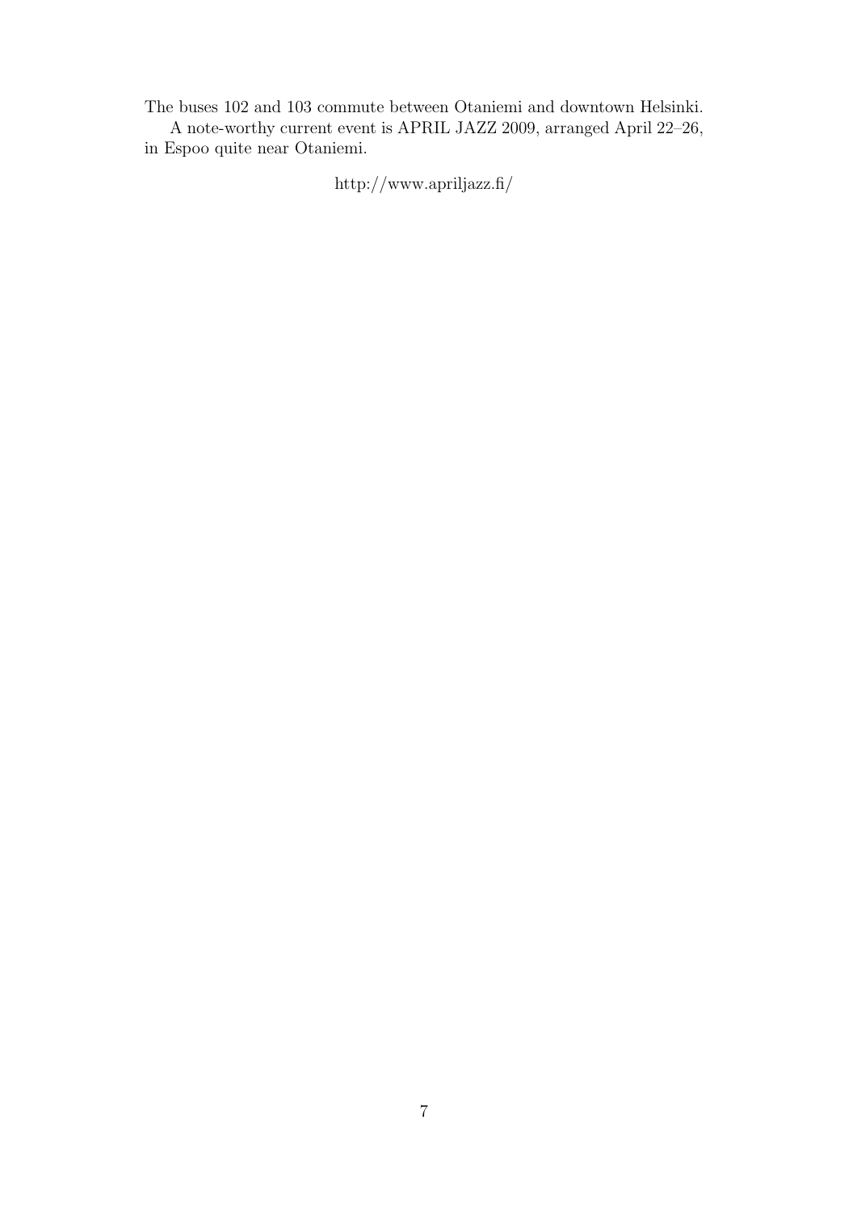The buses 102 and 103 commute between Otaniemi and downtown Helsinki.

A note-worthy current event is APRIL JAZZ 2009, arranged April 22–26, in Espoo quite near Otaniemi.

http://www.apriljazz.fi/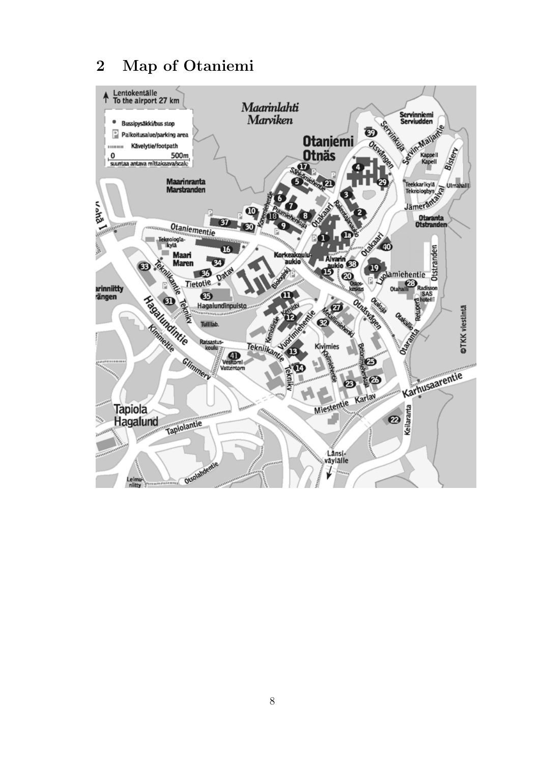## 2 Map of Otaniemi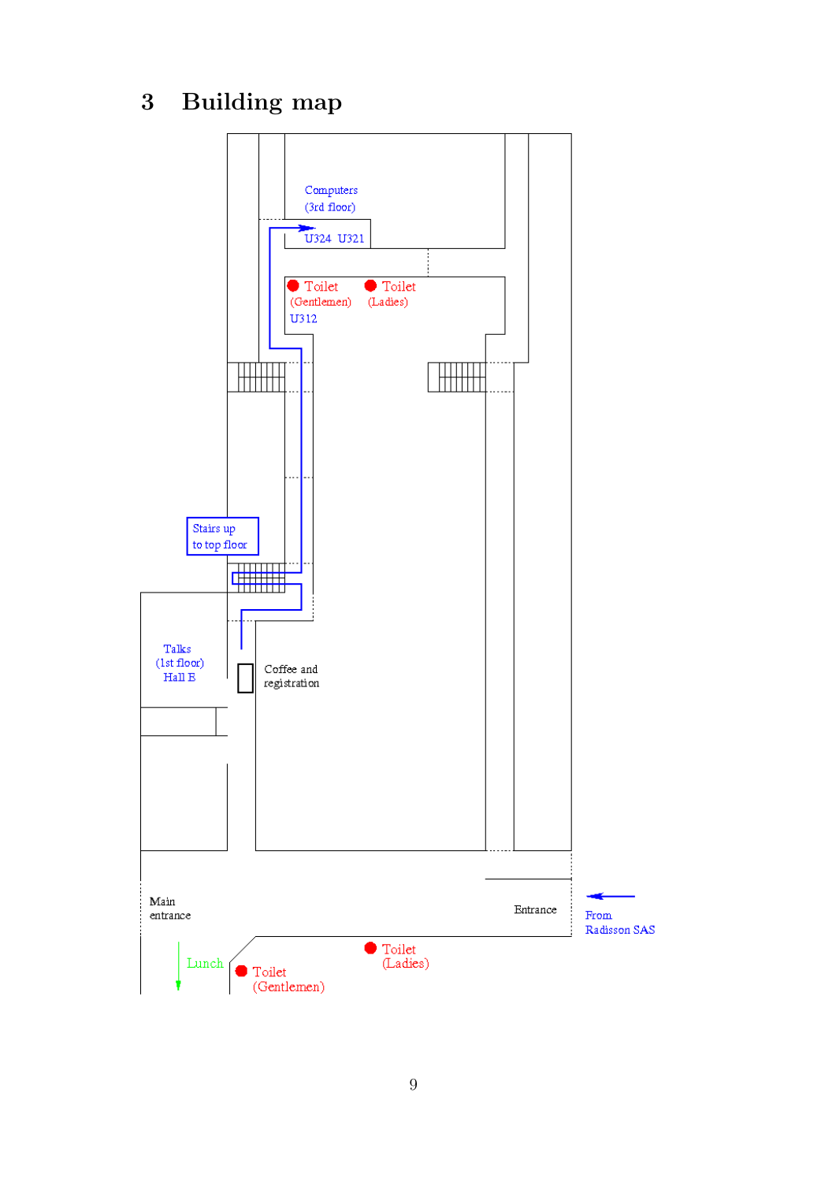# 3 Building map

Computers
(3rd floor)

U324 U321

Toilet
(Gentlemen)
U312

Toilet
(Ladies)

Stairs up
to top floor

Talks
(1st floor)
Hall E

Coffee and
registration

Main
entrance

Entrance

From
Radisson SAS

Lunch

Toilet
(Gentlemen)

Toilet
(Ladies)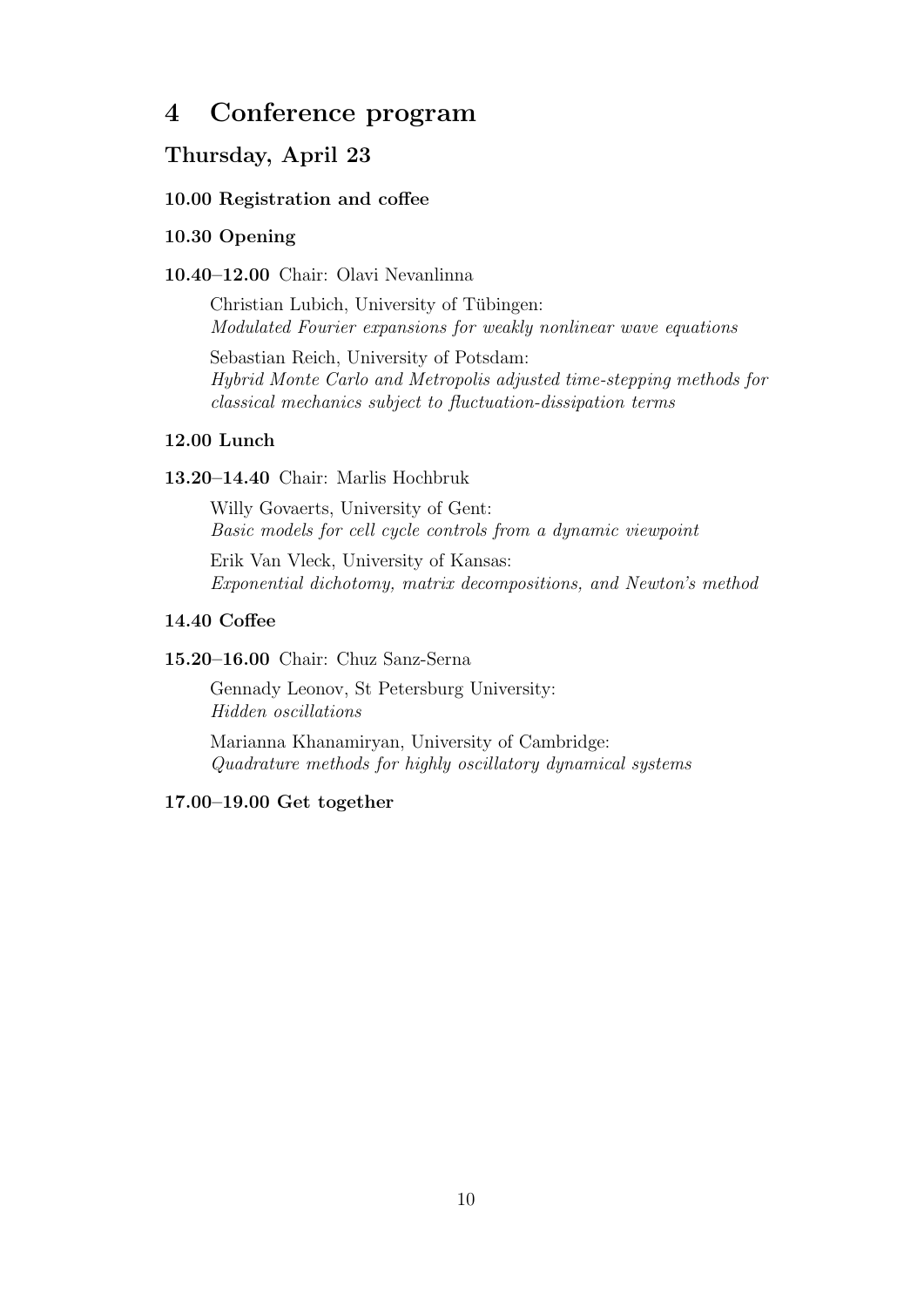# 4 Conference program

## Thursday, April 23

**10.00 Registration and coffee**

**10.30 Opening**

**10.40–12.00** Chair: Olavi Nevanlinna

Christian Lubich, University of Tübingen:
*Modulated Fourier expansions for weakly nonlinear wave equations*

Sebastian Reich, University of Potsdam:
*Hybrid Monte Carlo and Metropolis adjusted time-stepping methods for classical mechanics subject to fluctuation-dissipation terms*

**12.00 Lunch**

**13.20–14.40** Chair: Marlis Hochbruk

Willy Govaerts, University of Gent:
*Basic models for cell cycle controls from a dynamic viewpoint*

Erik Van Vleck, University of Kansas:
*Exponential dichotomy, matrix decompositions, and Newton's method*

**14.40 Coffee**

**15.20–16.00** Chair: Chuz Sanz-Serna

Gennady Leonov, St Petersburg University:
*Hidden oscillations*

Marianna Khanamiryan, University of Cambridge:
*Quadrature methods for highly oscillatory dynamical systems*

**17.00–19.00 Get together**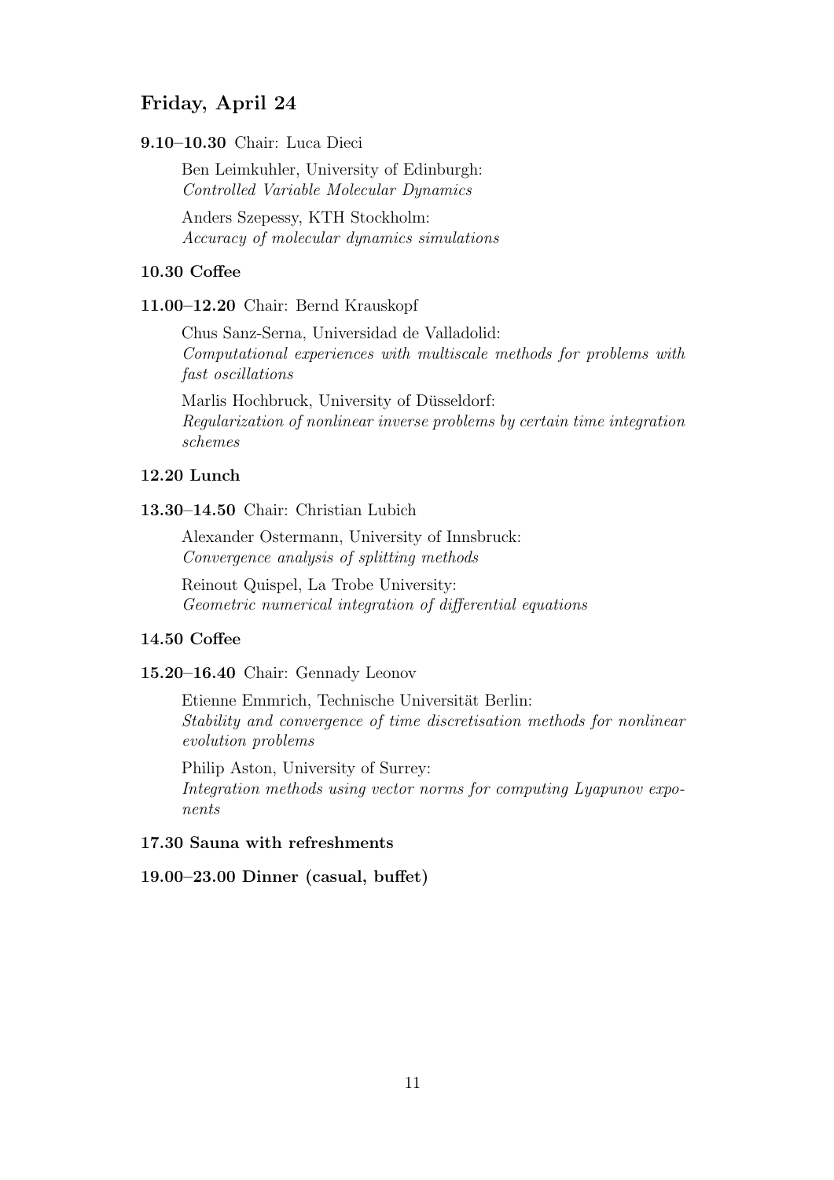## Friday, April 24

**9.10–10.30** Chair: Luca Dieci

Ben Leimkuhler, University of Edinburgh:
*Controlled Variable Molecular Dynamics*

Anders Szepessy, KTH Stockholm:
*Accuracy of molecular dynamics simulations*

**10.30 Coffee**

**11.00–12.20** Chair: Bernd Krauskopf

Chus Sanz-Serna, Universidad de Valladolid:
*Computational experiences with multiscale methods for problems with fast oscillations*

Marlis Hochbruck, University of Düsseldorf:
*Regularization of nonlinear inverse problems by certain time integration schemes*

**12.20 Lunch**

**13.30–14.50** Chair: Christian Lubich

Alexander Ostermann, University of Innsbruck:
*Convergence analysis of splitting methods*

Reinout Quispel, La Trobe University:
*Geometric numerical integration of differential equations*

**14.50 Coffee**

**15.20–16.40** Chair: Gennady Leonov

Etienne Emmrich, Technische Universität Berlin:
*Stability and convergence of time discretisation methods for nonlinear evolution problems*

Philip Aston, University of Surrey:
*Integration methods using vector norms for computing Lyapunov exponents*

**17.30 Sauna with refreshments**

**19.00–23.00 Dinner (casual, buffet)**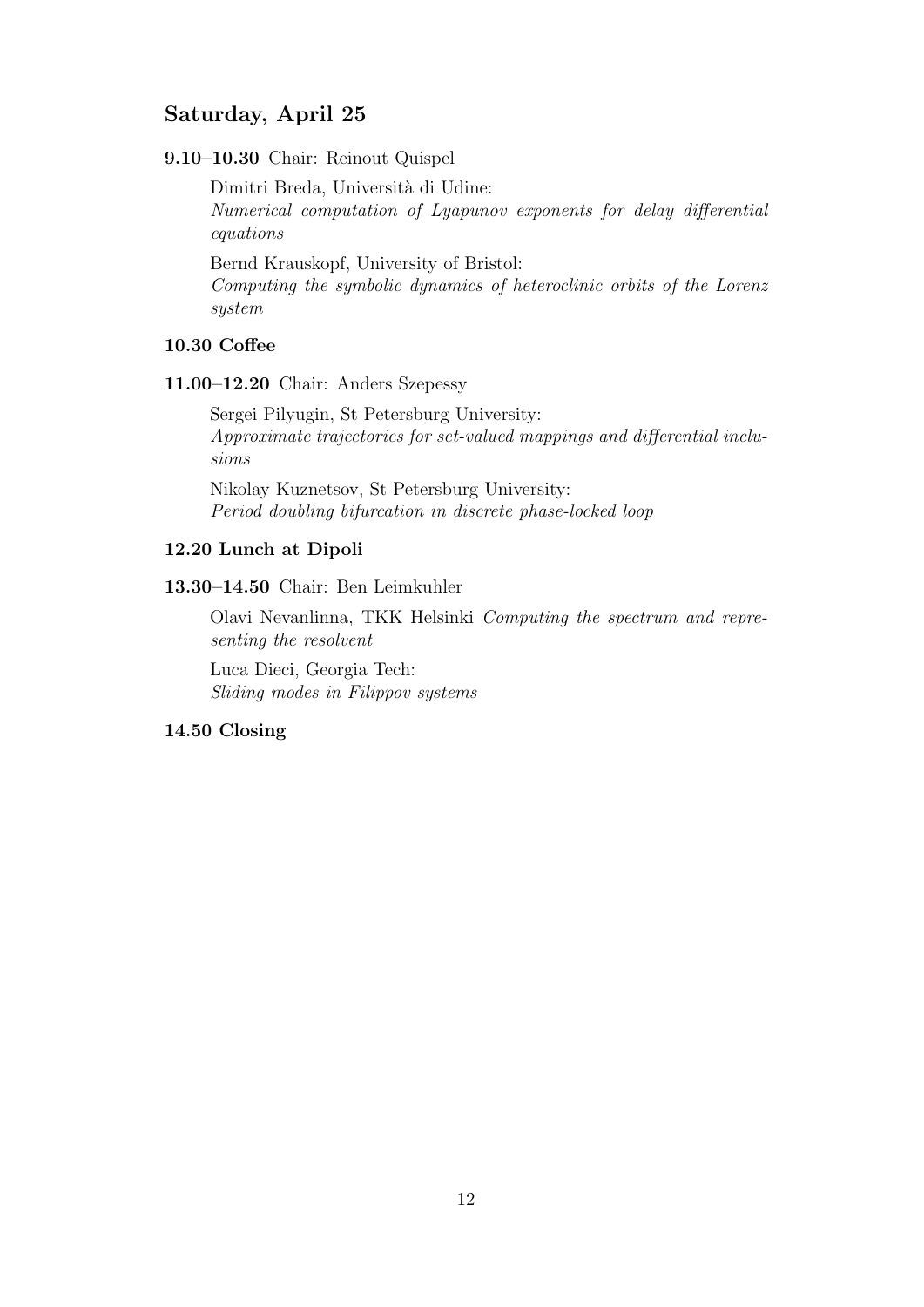## Saturday, April 25

**9.10–10.30** Chair: Reinout Quispel

Dimitri Breda, Università di Udine:
*Numerical computation of Lyapunov exponents for delay differential equations*

Bernd Krauskopf, University of Bristol:
*Computing the symbolic dynamics of heteroclinic orbits of the Lorenz system*

**10.30 Coffee**

**11.00–12.20** Chair: Anders Szepessy

Sergei Pilyugin, St Petersburg University:
*Approximate trajectories for set-valued mappings and differential inclusions*

Nikolay Kuznetsov, St Petersburg University:
*Period doubling bifurcation in discrete phase-locked loop*

**12.20 Lunch at Dipoli**

**13.30–14.50** Chair: Ben Leimkuhler

Olavi Nevanlinna, TKK Helsinki *Computing the spectrum and representing the resolvent*

Luca Dieci, Georgia Tech:
*Sliding modes in Filippov systems*

**14.50 Closing**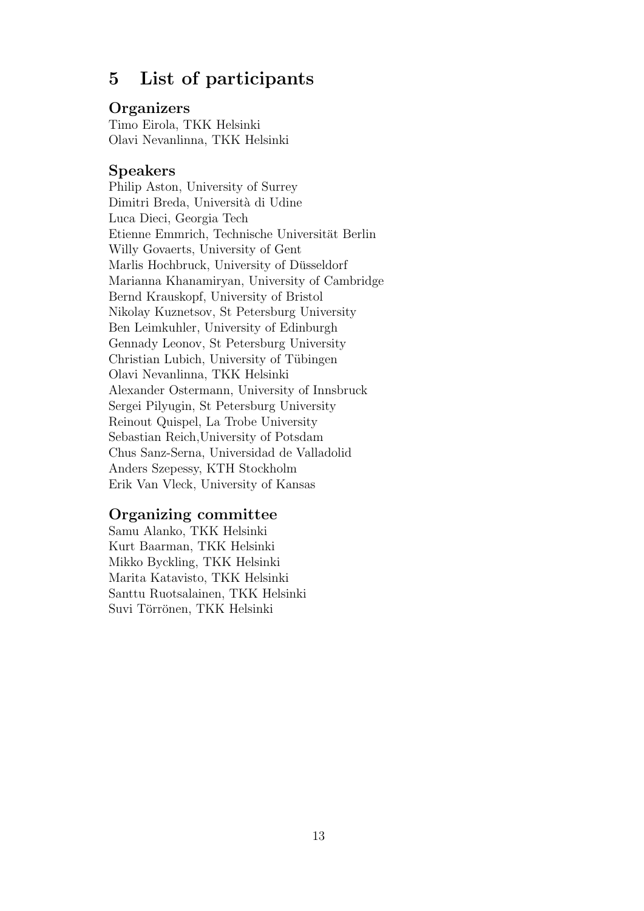# 5 List of participants

## Organizers

Timo Eirola, TKK Helsinki
Olavi Nevanlinna, TKK Helsinki

## Speakers

Philip Aston, University of Surrey
Dimitri Breda, Università di Udine
Luca Dieci, Georgia Tech
Etienne Emmrich, Technische Universität Berlin
Willy Govaerts, University of Gent
Marlis Hochbruck, University of Düsseldorf
Marianna Khanamiryan, University of Cambridge
Bernd Krauskopf, University of Bristol
Nikolay Kuznetsov, St Petersburg University
Ben Leimkuhler, University of Edinburgh
Gennady Leonov, St Petersburg University
Christian Lubich, University of Tübingen
Olavi Nevanlinna, TKK Helsinki
Alexander Ostermann, University of Innsbruck
Sergei Pilyugin, St Petersburg University
Reinout Quispel, La Trobe University
Sebastian Reich,University of Potsdam
Chus Sanz-Serna, Universidad de Valladolid
Anders Szepessy, KTH Stockholm
Erik Van Vleck, University of Kansas

## Organizing committee

Samu Alanko, TKK Helsinki
Kurt Baarman, TKK Helsinki
Mikko Byckling, TKK Helsinki
Marita Katavisto, TKK Helsinki
Santtu Ruotsalainen, TKK Helsinki
Suvi Törrönen, TKK Helsinki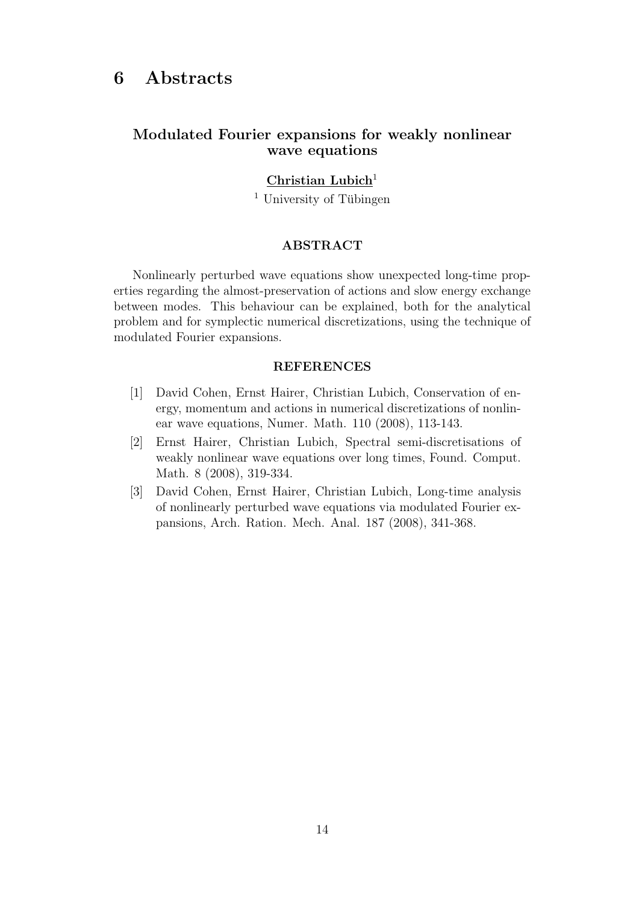# 6 Abstracts

## Modulated Fourier expansions for weakly nonlinear wave equations

**Christian Lubich**[1]

[1] University of Tübingen

### ABSTRACT

Nonlinearly perturbed wave equations show unexpected long-time properties regarding the almost-preservation of actions and slow energy exchange between modes. This behaviour can be explained, both for the analytical problem and for symplectic numerical discretizations, using the technique of modulated Fourier expansions.

### REFERENCES

[1] David Cohen, Ernst Hairer, Christian Lubich, Conservation of energy, momentum and actions in numerical discretizations of nonlinear wave equations, Numer. Math. 110 (2008), 113-143.

[2] Ernst Hairer, Christian Lubich, Spectral semi-discretisations of weakly nonlinear wave equations over long times, Found. Comput. Math. 8 (2008), 319-334.

[3] David Cohen, Ernst Hairer, Christian Lubich, Long-time analysis of nonlinearly perturbed wave equations via modulated Fourier expansions, Arch. Ration. Mech. Anal. 187 (2008), 341-368.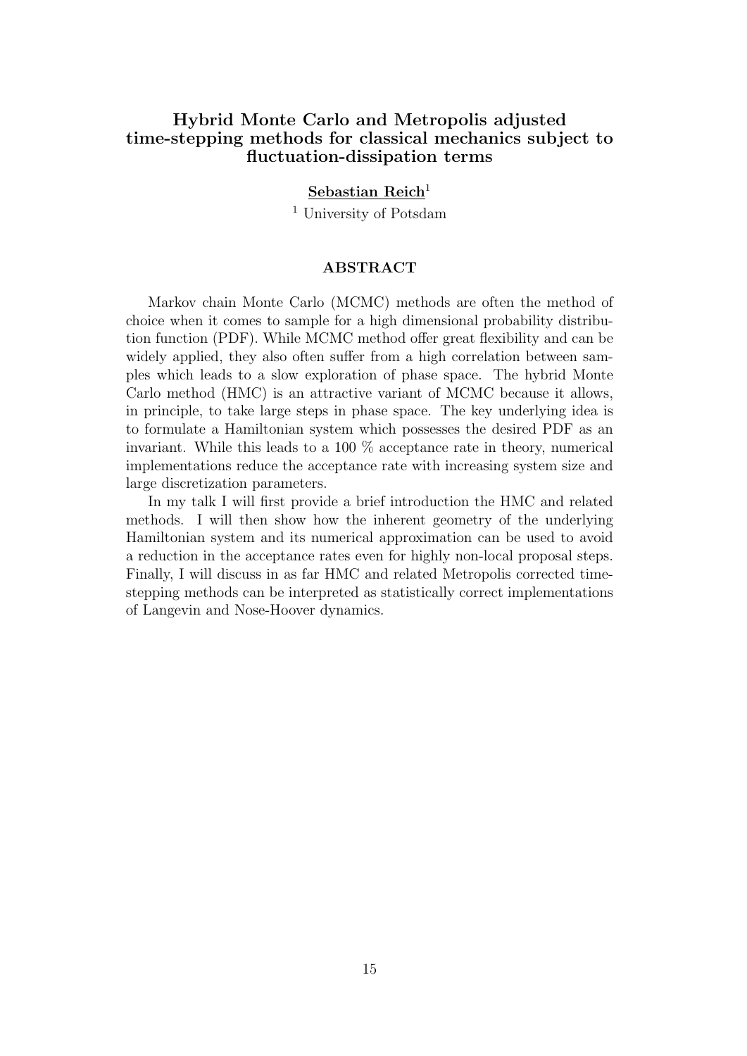## Hybrid Monte Carlo and Metropolis adjusted time-stepping methods for classical mechanics subject to fluctuation-dissipation terms

**Sebastian Reich**[1]

[1] University of Potsdam

### ABSTRACT

Markov chain Monte Carlo (MCMC) methods are often the method of choice when it comes to sample for a high dimensional probability distribution function (PDF). While MCMC method offer great flexibility and can be widely applied, they also often suffer from a high correlation between samples which leads to a slow exploration of phase space. The hybrid Monte Carlo method (HMC) is an attractive variant of MCMC because it allows, in principle, to take large steps in phase space. The key underlying idea is to formulate a Hamiltonian system which possesses the desired PDF as an invariant. While this leads to a 100 % acceptance rate in theory, numerical implementations reduce the acceptance rate with increasing system size and large discretization parameters.

In my talk I will first provide a brief introduction the HMC and related methods. I will then show how the inherent geometry of the underlying Hamiltonian system and its numerical approximation can be used to avoid a reduction in the acceptance rates even for highly non-local proposal steps. Finally, I will discuss in as far HMC and related Metropolis corrected time-stepping methods can be interpreted as statistically correct implementations of Langevin and Nose-Hoover dynamics.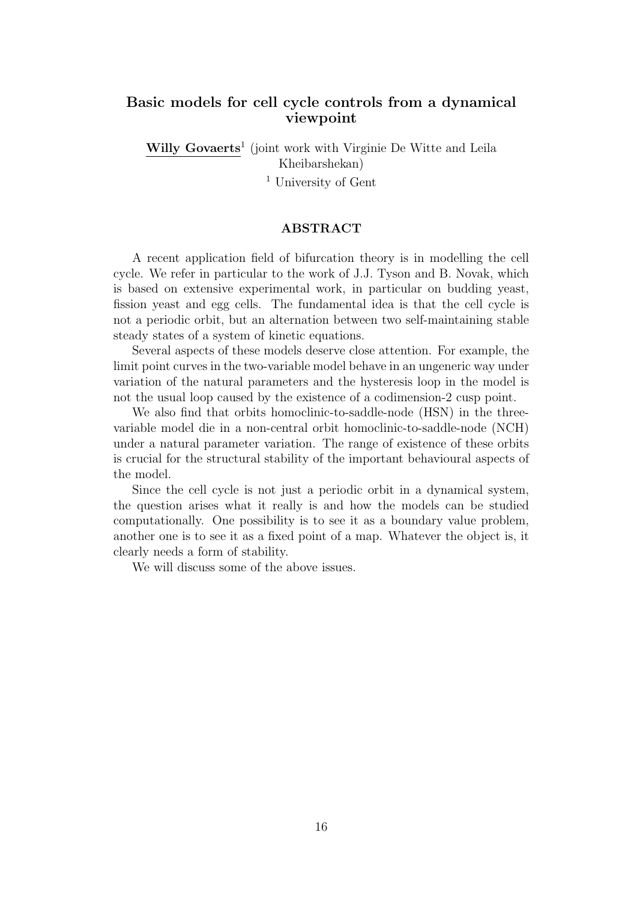## Basic models for cell cycle controls from a dynamical viewpoint

**Willy Govaerts**[1] (joint work with Virginie De Witte and Leila Kheibarshekan)

[1] University of Gent

### ABSTRACT

A recent application field of bifurcation theory is in modelling the cell cycle. We refer in particular to the work of J.J. Tyson and B. Novak, which is based on extensive experimental work, in particular on budding yeast, fission yeast and egg cells. The fundamental idea is that the cell cycle is not a periodic orbit, but an alternation between two self-maintaining stable steady states of a system of kinetic equations.

Several aspects of these models deserve close attention. For example, the limit point curves in the two-variable model behave in an ungeneric way under variation of the natural parameters and the hysteresis loop in the model is not the usual loop caused by the existence of a codimension-2 cusp point.

We also find that orbits homoclinic-to-saddle-node (HSN) in the three-variable model die in a non-central orbit homoclinic-to-saddle-node (NCH) under a natural parameter variation. The range of existence of these orbits is crucial for the structural stability of the important behavioural aspects of the model.

Since the cell cycle is not just a periodic orbit in a dynamical system, the question arises what it really is and how the models can be studied computationally. One possibility is to see it as a boundary value problem, another one is to see it as a fixed point of a map. Whatever the object is, it clearly needs a form of stability.

We will discuss some of the above issues.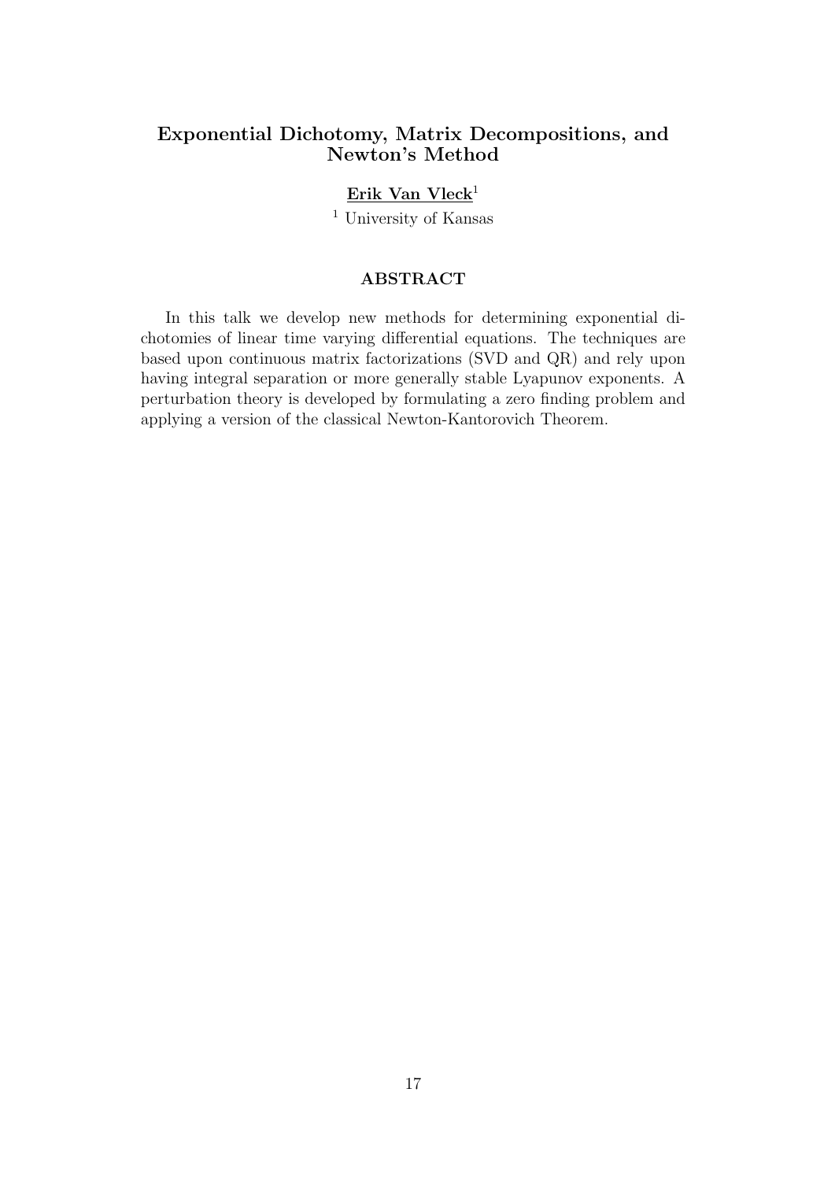## Exponential Dichotomy, Matrix Decompositions, and Newton's Method

**Erik Van Vleck**[1]

[1] University of Kansas

### ABSTRACT

In this talk we develop new methods for determining exponential dichotomies of linear time varying differential equations. The techniques are based upon continuous matrix factorizations (SVD and QR) and rely upon having integral separation or more generally stable Lyapunov exponents. A perturbation theory is developed by formulating a zero finding problem and applying a version of the classical Newton-Kantorovich Theorem.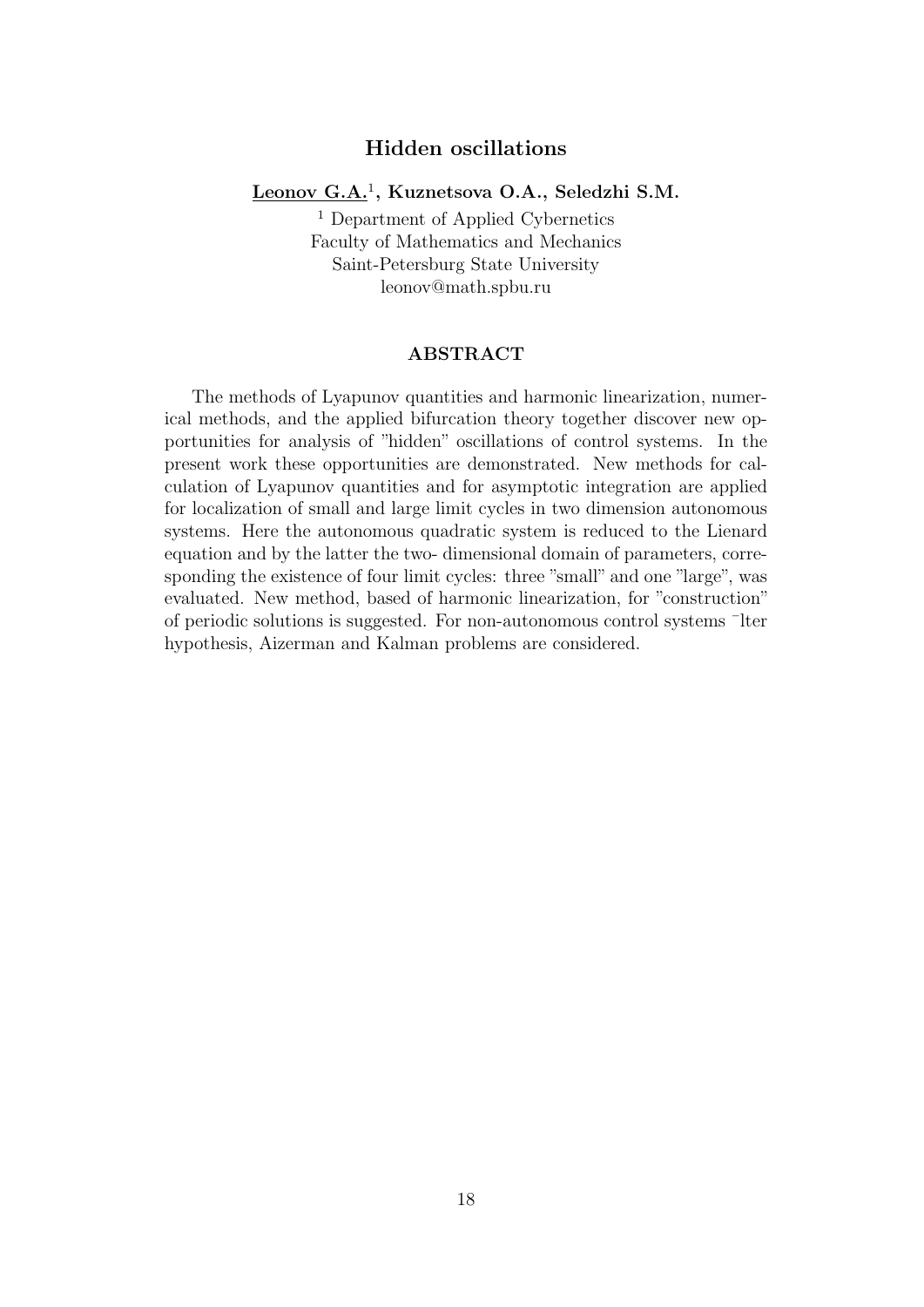# Hidden oscillations

**Leonov G.A.[1], Kuznetsova O.A., Seledzhi S.M.**

[1] Department of Applied Cybernetics
Faculty of Mathematics and Mechanics
Saint-Petersburg State University
leonov@math.spbu.ru

## ABSTRACT

The methods of Lyapunov quantities and harmonic linearization, numerical methods, and the applied bifurcation theory together discover new opportunities for analysis of "hidden" oscillations of control systems. In the present work these opportunities are demonstrated. New methods for calculation of Lyapunov quantities and for asymptotic integration are applied for localization of small and large limit cycles in two dimension autonomous systems. Here the autonomous quadratic system is reduced to the Lienard equation and by the latter the two- dimensional domain of parameters, corresponding the existence of four limit cycles: three "small" and one "large", was evaluated. New method, based of harmonic linearization, for "construction" of periodic solutions is suggested. For non-autonomous control systems ¯lter hypothesis, Aizerman and Kalman problems are considered.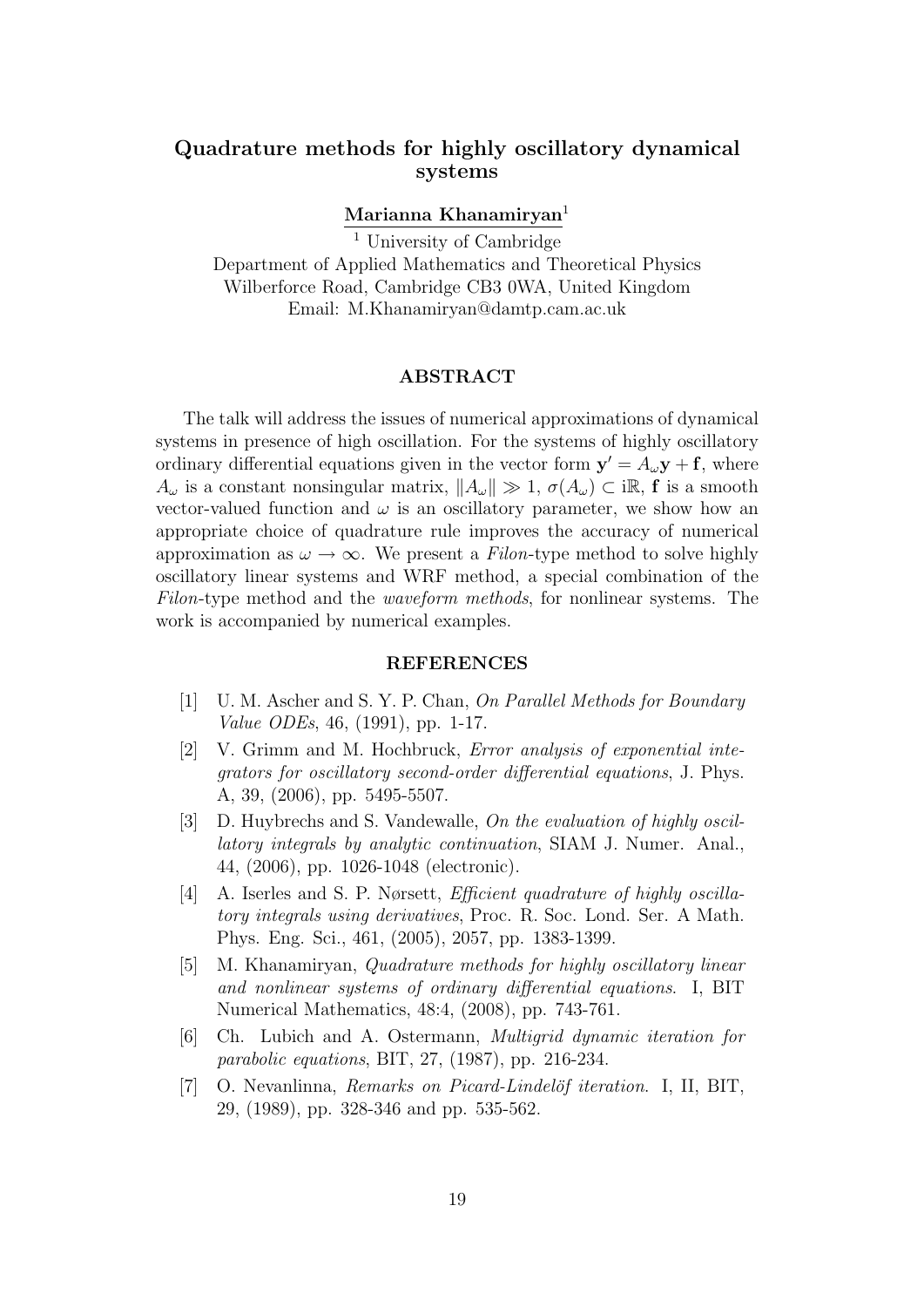# Quadrature methods for highly oscillatory dynamical systems

**Marianna Khanamiryan**[1]

[1] University of Cambridge
Department of Applied Mathematics and Theoretical Physics
Wilberforce Road, Cambridge CB3 0WA, United Kingdom
Email: M.Khanamiryan@damtp.cam.ac.uk

## ABSTRACT

The talk will address the issues of numerical approximations of dynamical systems in presence of high oscillation. For the systems of highly oscillatory ordinary differential equations given in the vector form $\mathbf{y}' = A_\omega \mathbf{y} + \mathbf{f}$, where $A_\omega$ is a constant nonsingular matrix, $\|A_\omega\| \gg 1$, $\sigma(A_\omega) \subset \mathrm{i}\mathbb{R}$, $\mathbf{f}$ is a smooth vector-valued function and $\omega$ is an oscillatory parameter, we show how an appropriate choice of quadrature rule improves the accuracy of numerical approximation as $\omega \to \infty$. We present a *Filon*-type method to solve highly oscillatory linear systems and WRF method, a special combination of the *Filon*-type method and the *waveform methods*, for nonlinear systems. The work is accompanied by numerical examples.

## REFERENCES

[1] U. M. Ascher and S. Y. P. Chan, *On Parallel Methods for Boundary Value ODEs*, 46, (1991), pp. 1-17.

[2] V. Grimm and M. Hochbruck, *Error analysis of exponential integrators for oscillatory second-order differential equations*, J. Phys. A, 39, (2006), pp. 5495-5507.

[3] D. Huybrechs and S. Vandewalle, *On the evaluation of highly oscillatory integrals by analytic continuation*, SIAM J. Numer. Anal., 44, (2006), pp. 1026-1048 (electronic).

[4] A. Iserles and S. P. Nørsett, *Efficient quadrature of highly oscillatory integrals using derivatives*, Proc. R. Soc. Lond. Ser. A Math. Phys. Eng. Sci., 461, (2005), 2057, pp. 1383-1399.

[5] M. Khanamiryan, *Quadrature methods for highly oscillatory linear and nonlinear systems of ordinary differential equations*. I, BIT Numerical Mathematics, 48:4, (2008), pp. 743-761.

[6] Ch. Lubich and A. Ostermann, *Multigrid dynamic iteration for parabolic equations*, BIT, 27, (1987), pp. 216-234.

[7] O. Nevanlinna, *Remarks on Picard-Lindelöf iteration*. I, II, BIT, 29, (1989), pp. 328-346 and pp. 535-562.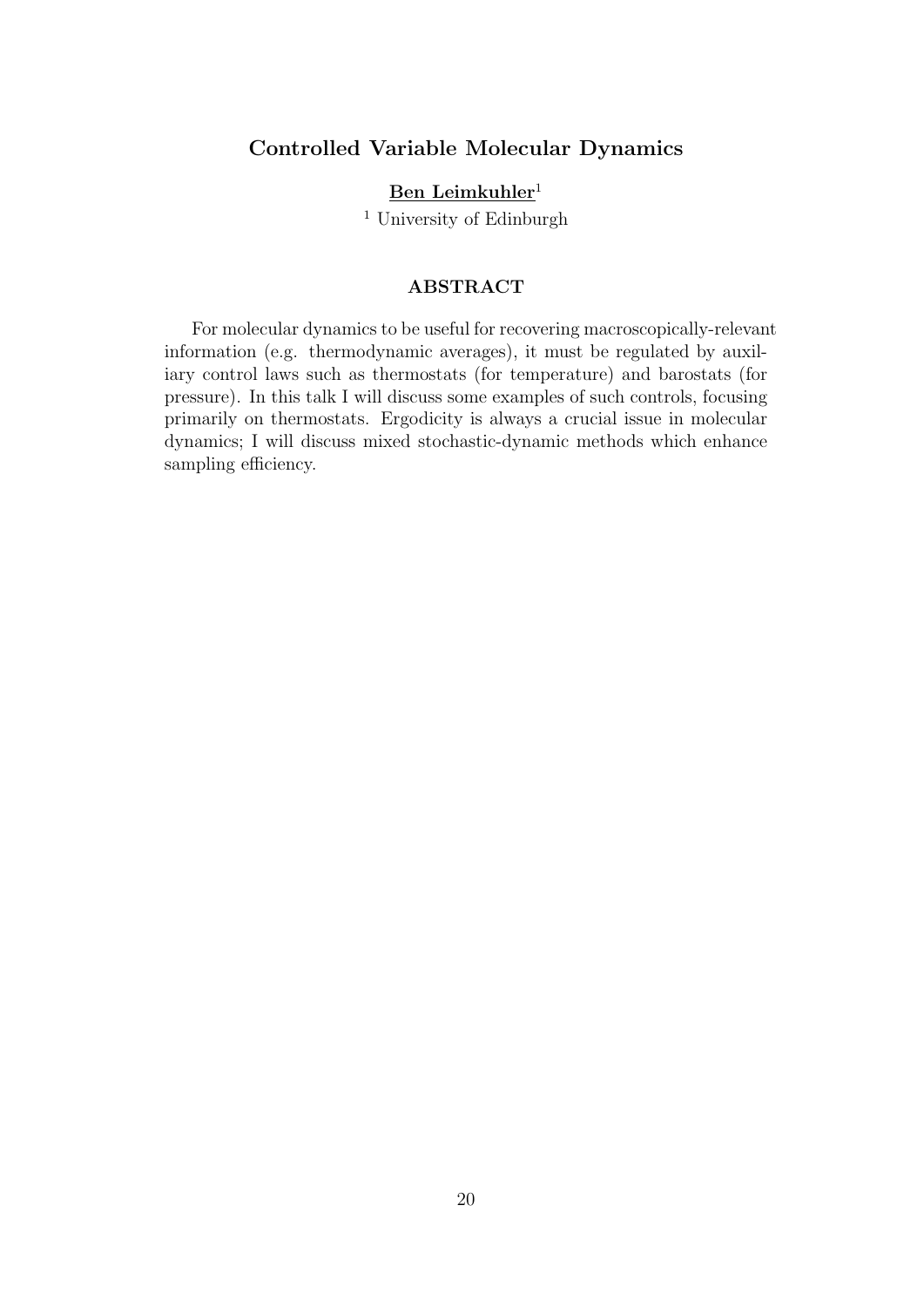## Controlled Variable Molecular Dynamics

**Ben Leimkuhler**[1]

[1] University of Edinburgh

### ABSTRACT

For molecular dynamics to be useful for recovering macroscopically-relevant information (e.g. thermodynamic averages), it must be regulated by auxiliary control laws such as thermostats (for temperature) and barostats (for pressure). In this talk I will discuss some examples of such controls, focusing primarily on thermostats. Ergodicity is always a crucial issue in molecular dynamics; I will discuss mixed stochastic-dynamic methods which enhance sampling efficiency.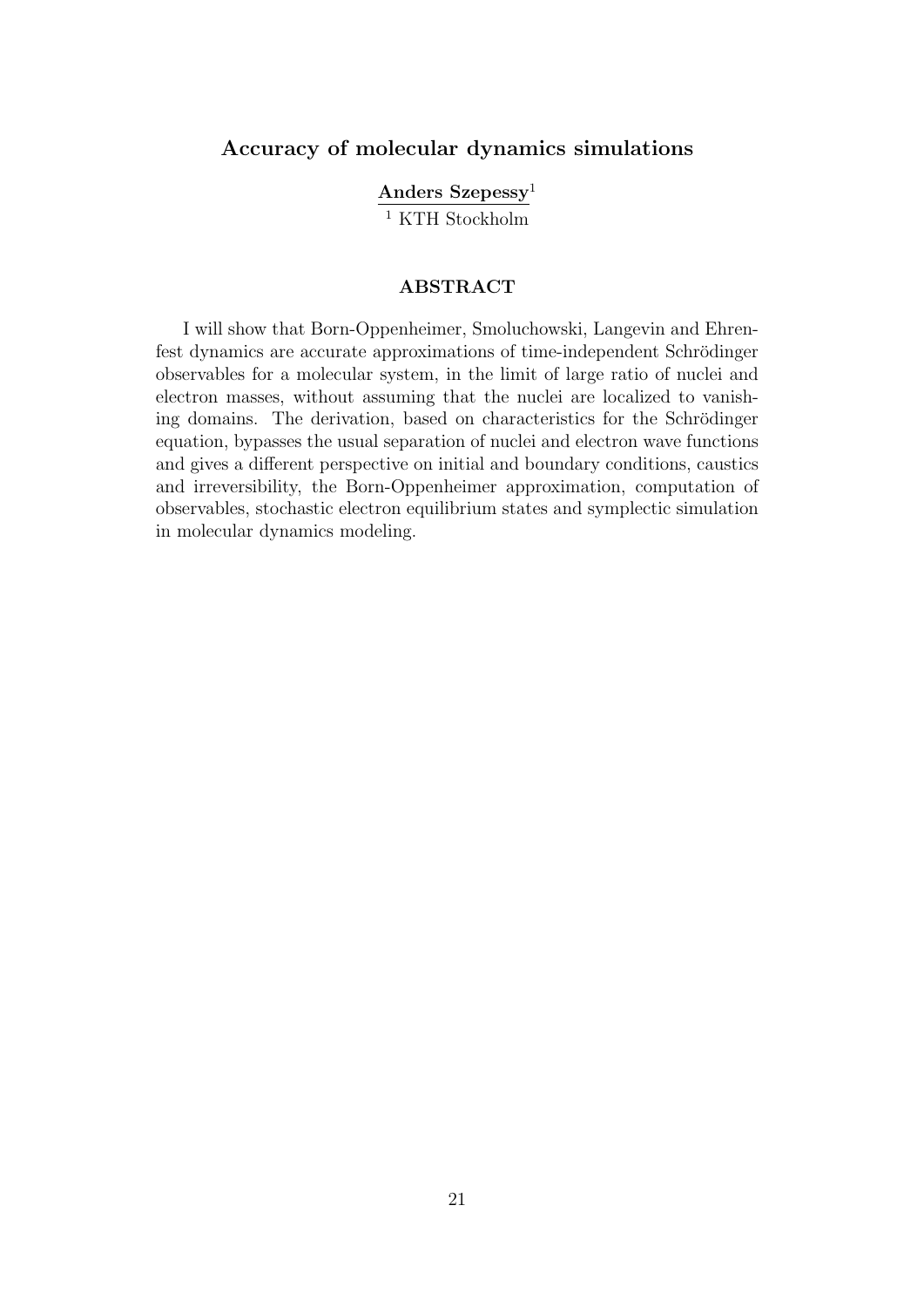## Accuracy of molecular dynamics simulations

**Anders Szepessy**[1]

[1] KTH Stockholm

### ABSTRACT

I will show that Born-Oppenheimer, Smoluchowski, Langevin and Ehrenfest dynamics are accurate approximations of time-independent Schrödinger observables for a molecular system, in the limit of large ratio of nuclei and electron masses, without assuming that the nuclei are localized to vanishing domains. The derivation, based on characteristics for the Schrödinger equation, bypasses the usual separation of nuclei and electron wave functions and gives a different perspective on initial and boundary conditions, caustics and irreversibility, the Born-Oppenheimer approximation, computation of observables, stochastic electron equilibrium states and symplectic simulation in molecular dynamics modeling.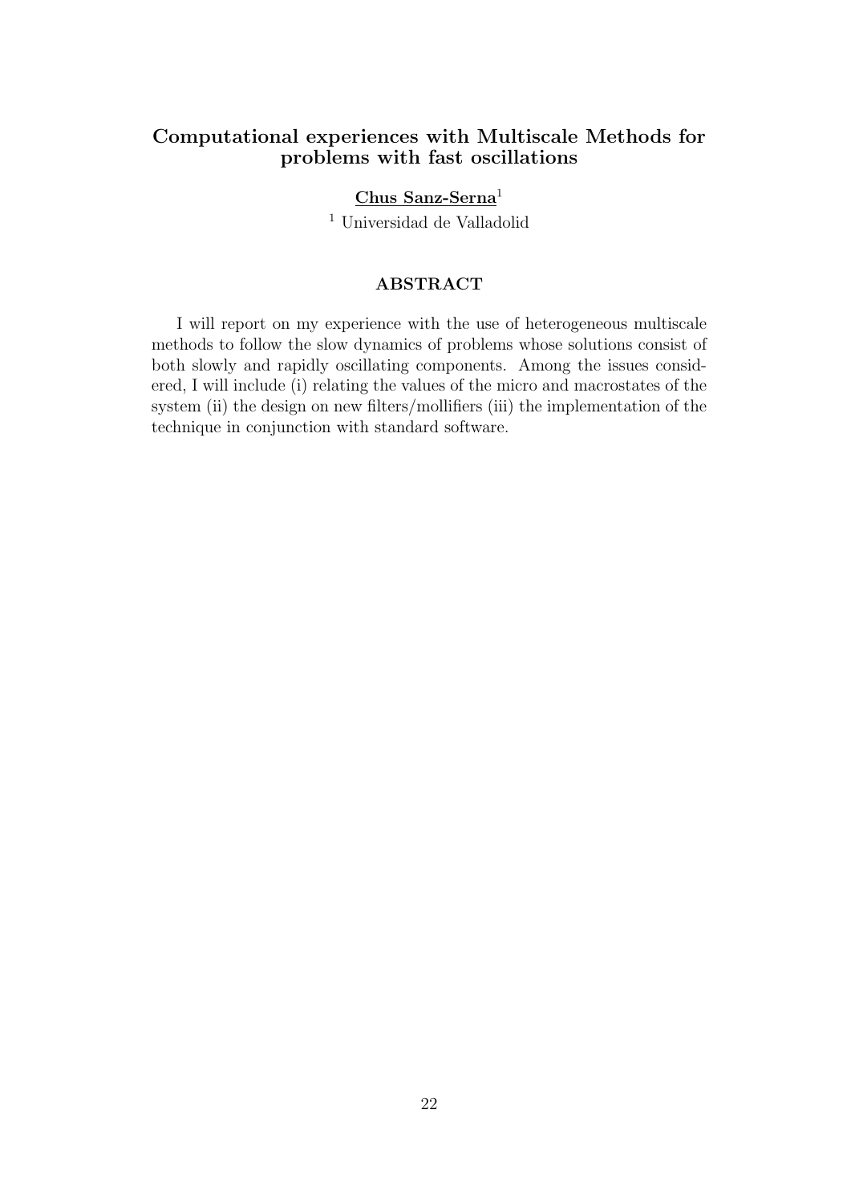## Computational experiences with Multiscale Methods for problems with fast oscillations

**Chus Sanz-Serna**[1]

[1] Universidad de Valladolid

### ABSTRACT

I will report on my experience with the use of heterogeneous multiscale methods to follow the slow dynamics of problems whose solutions consist of both slowly and rapidly oscillating components. Among the issues considered, I will include (i) relating the values of the micro and macrostates of the system (ii) the design on new filters/mollifiers (iii) the implementation of the technique in conjunction with standard software.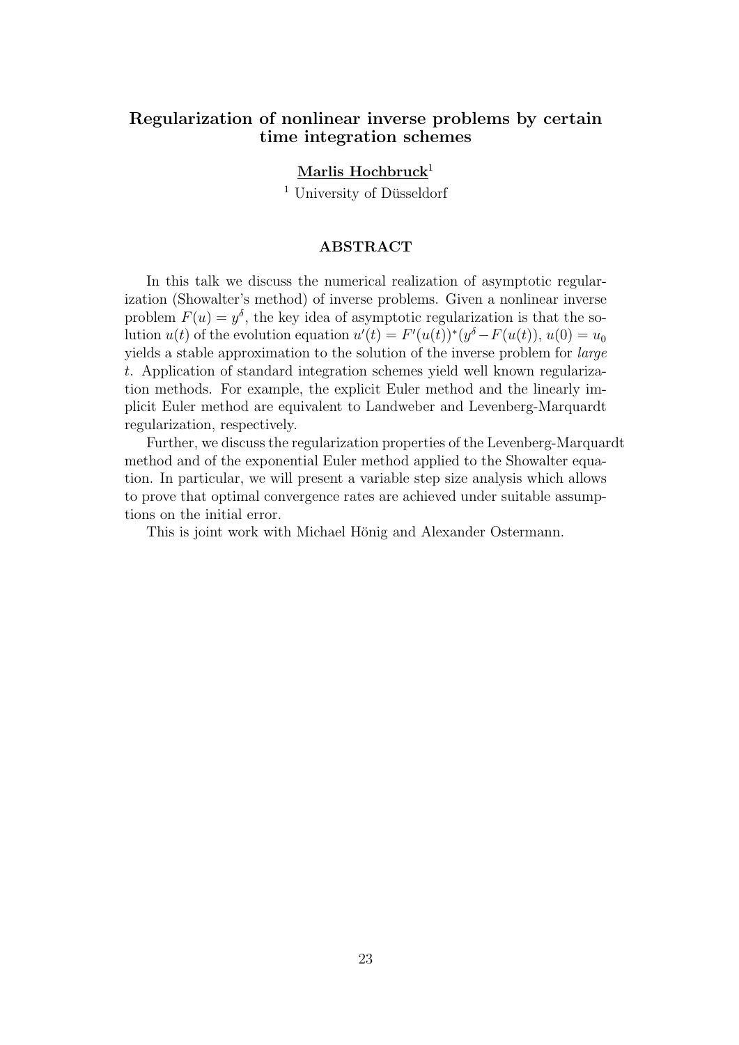## Regularization of nonlinear inverse problems by certain time integration schemes

**Marlis Hochbruck**[1]

[1] University of Düsseldorf

### ABSTRACT

In this talk we discuss the numerical realization of asymptotic regularization (Showalter's method) of inverse problems. Given a nonlinear inverse problem $F(u) = y^\delta$, the key idea of asymptotic regularization is that the solution $u(t)$ of the evolution equation $u'(t) = F'(u(t))^*(y^\delta - F(u(t)))$, $u(0) = u_0$ yields a stable approximation to the solution of the inverse problem for *large* $t$. Application of standard integration schemes yield well known regularization methods. For example, the explicit Euler method and the linearly implicit Euler method are equivalent to Landweber and Levenberg-Marquardt regularization, respectively.

Further, we discuss the regularization properties of the Levenberg-Marquardt method and of the exponential Euler method applied to the Showalter equation. In particular, we will present a variable step size analysis which allows to prove that optimal convergence rates are achieved under suitable assumptions on the initial error.

This is joint work with Michael Hönig and Alexander Ostermann.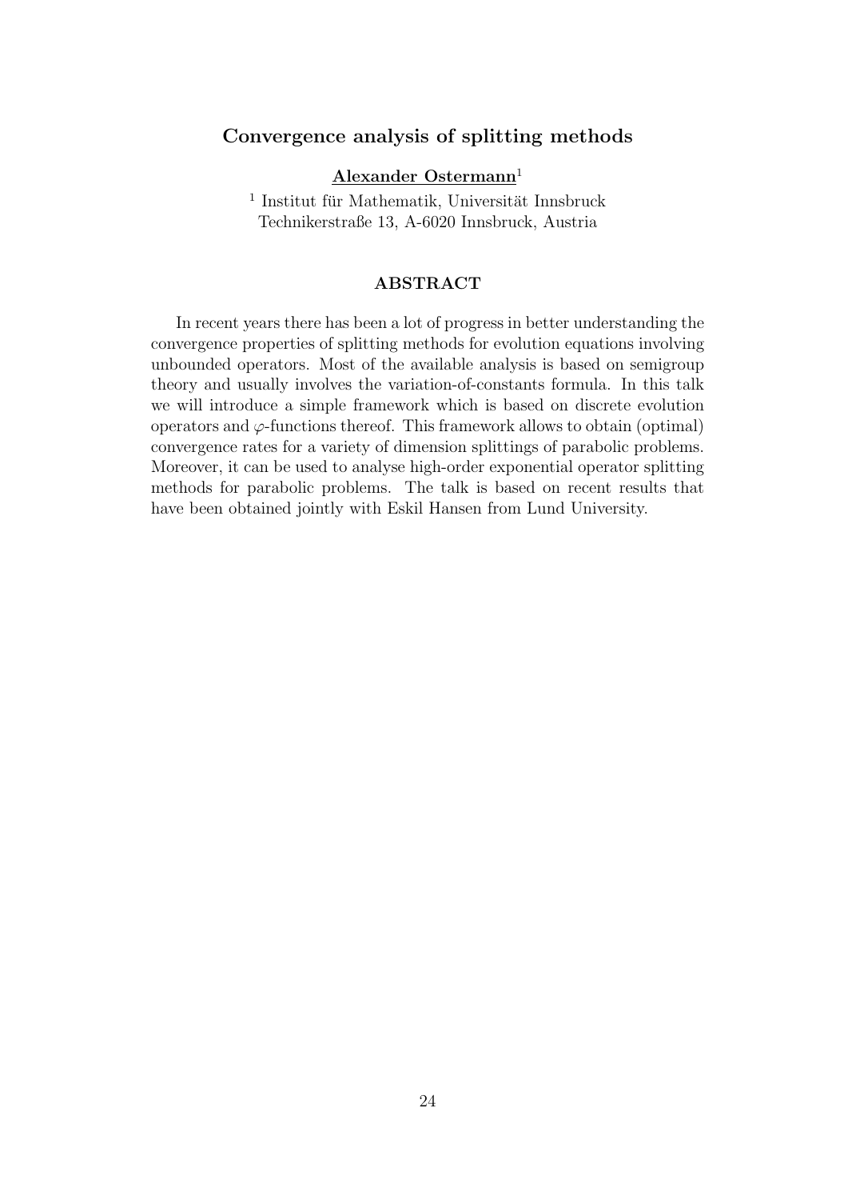## Convergence analysis of splitting methods

**Alexander Ostermann**[1]

[1] Institut für Mathematik, Universität Innsbruck
Technikerstraße 13, A-6020 Innsbruck, Austria

### ABSTRACT

In recent years there has been a lot of progress in better understanding the convergence properties of splitting methods for evolution equations involving unbounded operators. Most of the available analysis is based on semigroup theory and usually involves the variation-of-constants formula. In this talk we will introduce a simple framework which is based on discrete evolution operators and $\varphi$-functions thereof. This framework allows to obtain (optimal) convergence rates for a variety of dimension splittings of parabolic problems. Moreover, it can be used to analyse high-order exponential operator splitting methods for parabolic problems. The talk is based on recent results that have been obtained jointly with Eskil Hansen from Lund University.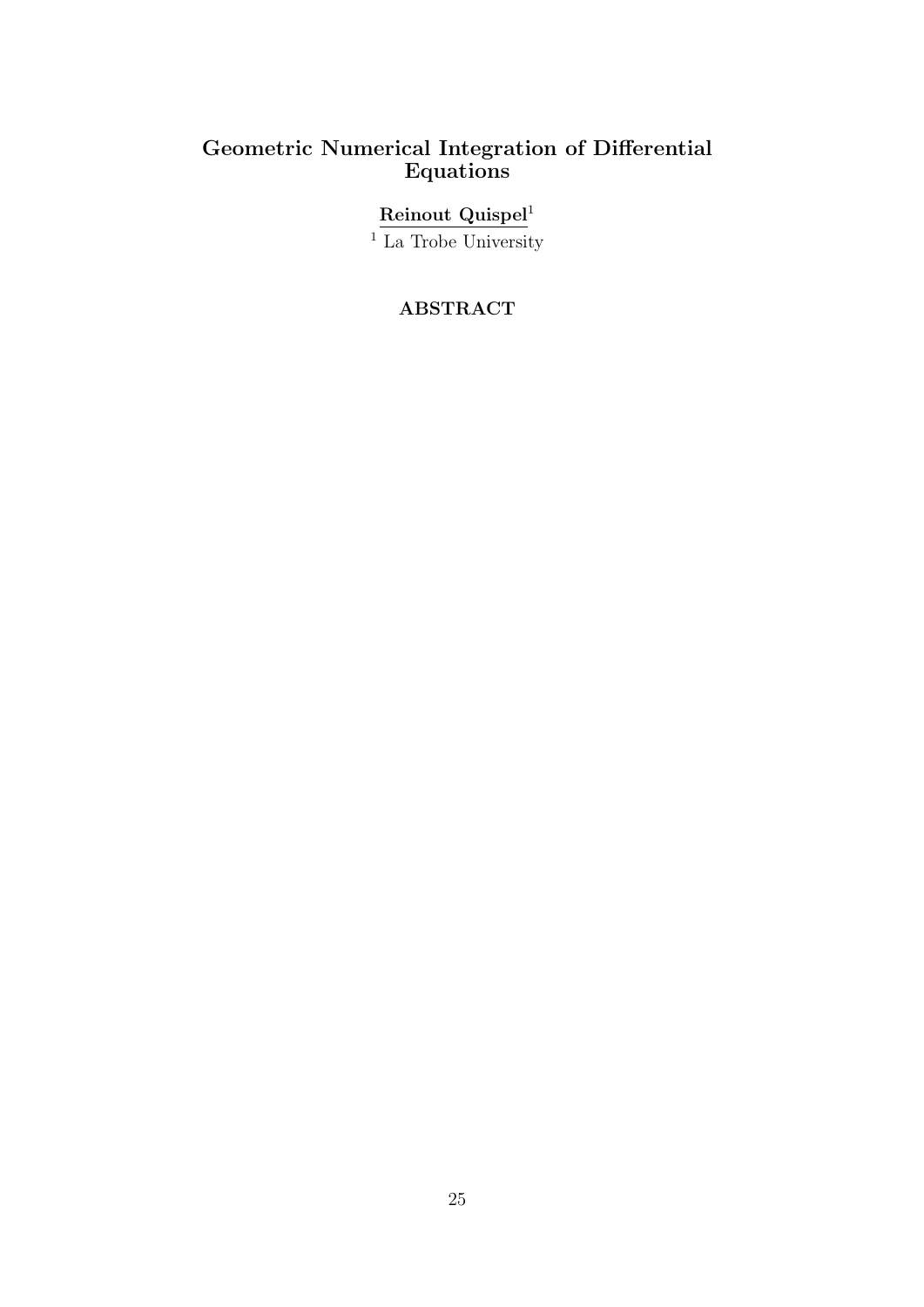# Geometric Numerical Integration of Differential Equations

**Reinout Quispel**[1]

[1] La Trobe University

## ABSTRACT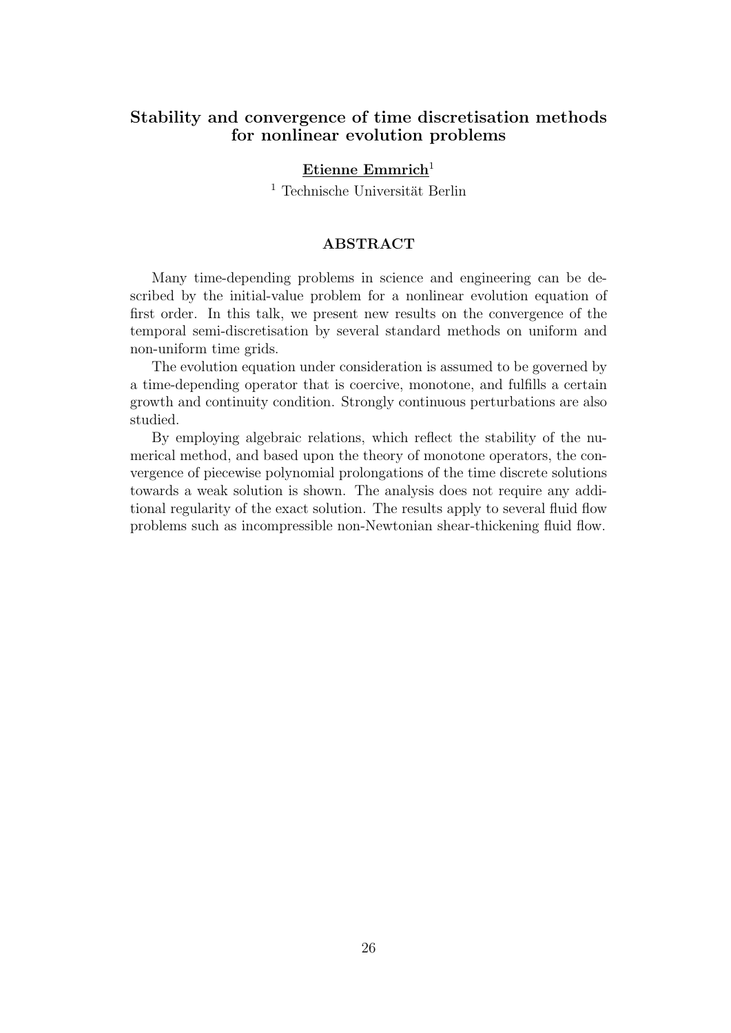## Stability and convergence of time discretisation methods for nonlinear evolution problems

**Etienne Emmrich**[1]

[1] Technische Universität Berlin

### ABSTRACT

Many time-depending problems in science and engineering can be described by the initial-value problem for a nonlinear evolution equation of first order. In this talk, we present new results on the convergence of the temporal semi-discretisation by several standard methods on uniform and non-uniform time grids.

The evolution equation under consideration is assumed to be governed by a time-depending operator that is coercive, monotone, and fulfills a certain growth and continuity condition. Strongly continuous perturbations are also studied.

By employing algebraic relations, which reflect the stability of the numerical method, and based upon the theory of monotone operators, the convergence of piecewise polynomial prolongations of the time discrete solutions towards a weak solution is shown. The analysis does not require any additional regularity of the exact solution. The results apply to several fluid flow problems such as incompressible non-Newtonian shear-thickening fluid flow.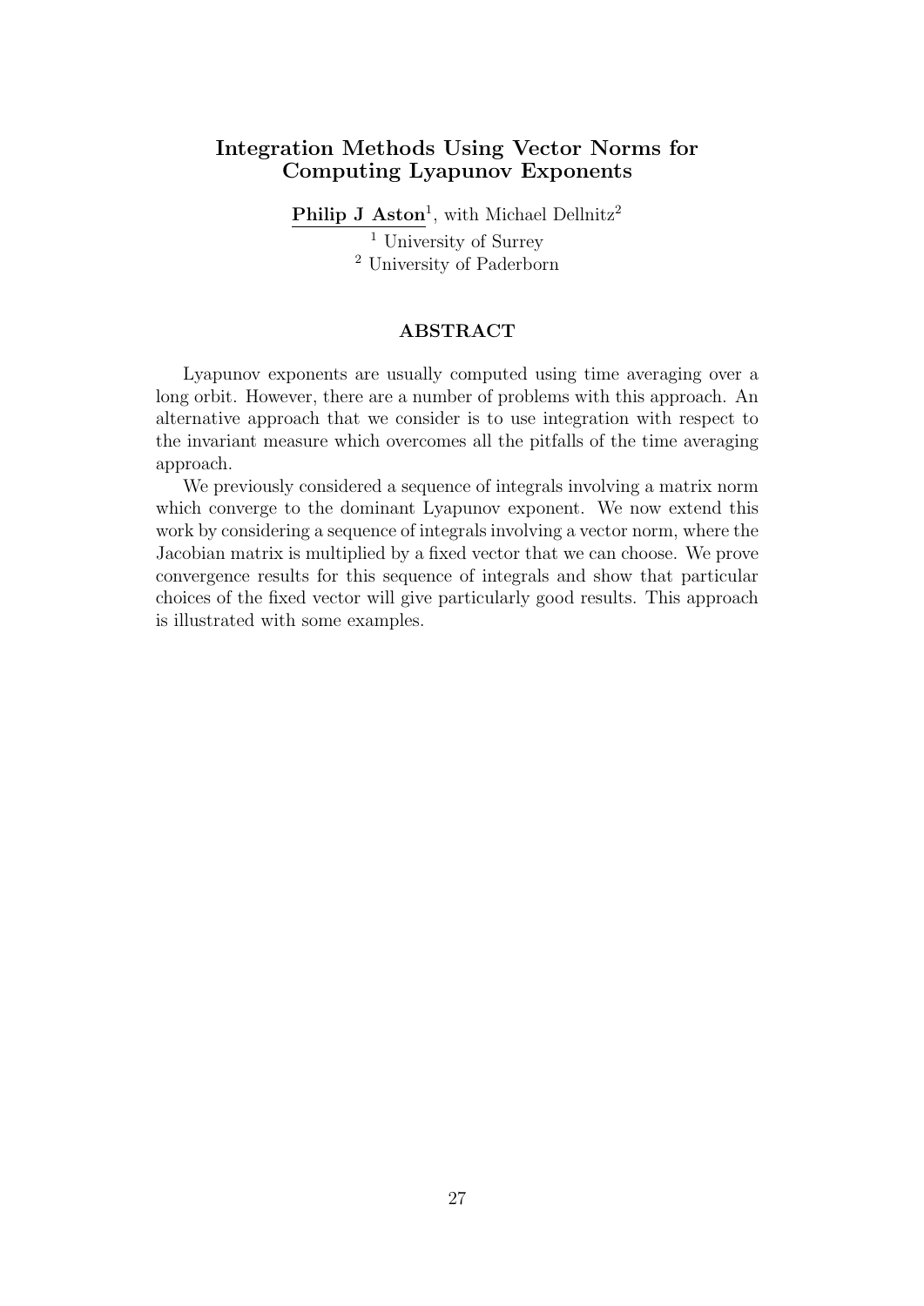## Integration Methods Using Vector Norms for Computing Lyapunov Exponents

**Philip J Aston**[1], with Michael Dellnitz[2]

[1] University of Surrey
[2] University of Paderborn

### ABSTRACT

Lyapunov exponents are usually computed using time averaging over a long orbit. However, there are a number of problems with this approach. An alternative approach that we consider is to use integration with respect to the invariant measure which overcomes all the pitfalls of the time averaging approach.

We previously considered a sequence of integrals involving a matrix norm which converge to the dominant Lyapunov exponent. We now extend this work by considering a sequence of integrals involving a vector norm, where the Jacobian matrix is multiplied by a fixed vector that we can choose. We prove convergence results for this sequence of integrals and show that particular choices of the fixed vector will give particularly good results. This approach is illustrated with some examples.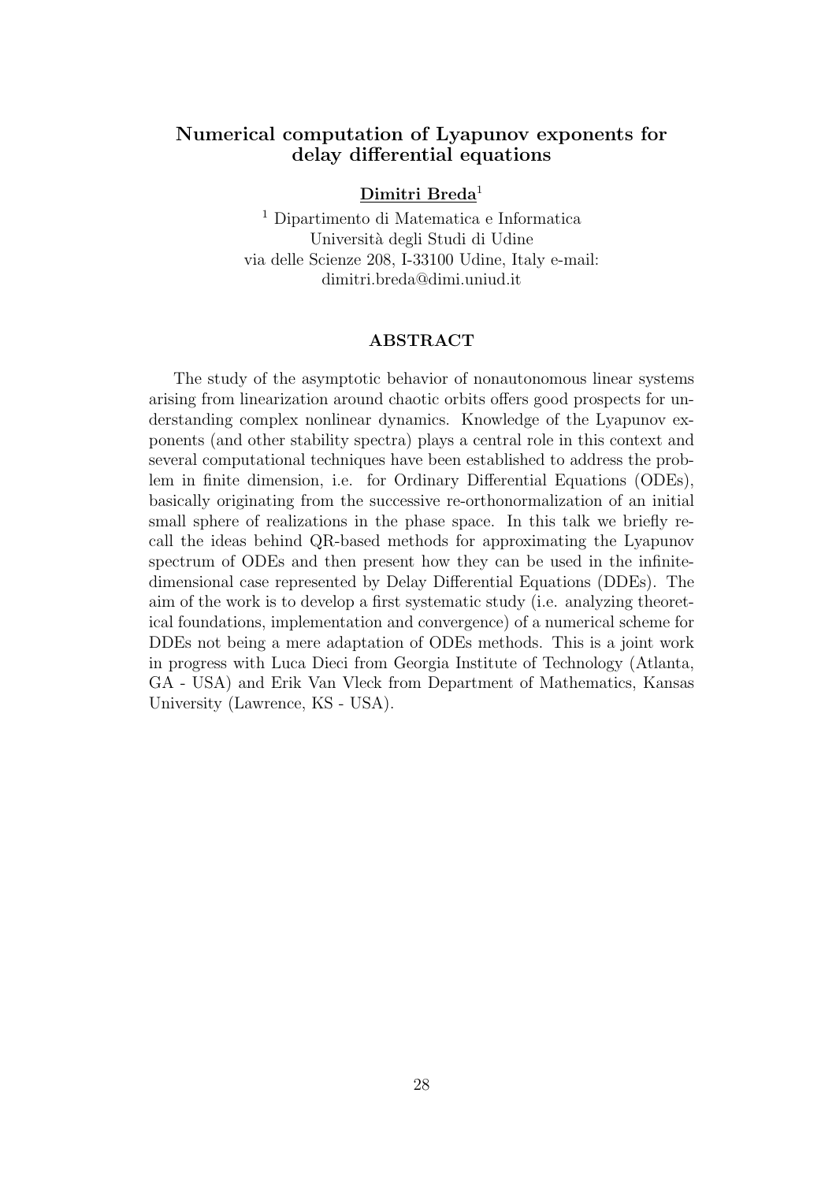## Numerical computation of Lyapunov exponents for delay differential equations

**Dimitri Breda**[1]

[1] Dipartimento di Matematica e Informatica
Università degli Studi di Udine
via delle Scienze 208, I-33100 Udine, Italy e-mail:
dimitri.breda@dimi.uniud.it

### ABSTRACT

The study of the asymptotic behavior of nonautonomous linear systems arising from linearization around chaotic orbits offers good prospects for understanding complex nonlinear dynamics. Knowledge of the Lyapunov exponents (and other stability spectra) plays a central role in this context and several computational techniques have been established to address the problem in finite dimension, i.e. for Ordinary Differential Equations (ODEs), basically originating from the successive re-orthonormalization of an initial small sphere of realizations in the phase space. In this talk we briefly recall the ideas behind QR-based methods for approximating the Lyapunov spectrum of ODEs and then present how they can be used in the infinite-dimensional case represented by Delay Differential Equations (DDEs). The aim of the work is to develop a first systematic study (i.e. analyzing theoretical foundations, implementation and convergence) of a numerical scheme for DDEs not being a mere adaptation of ODEs methods. This is a joint work in progress with Luca Dieci from Georgia Institute of Technology (Atlanta, GA - USA) and Erik Van Vleck from Department of Mathematics, Kansas University (Lawrence, KS - USA).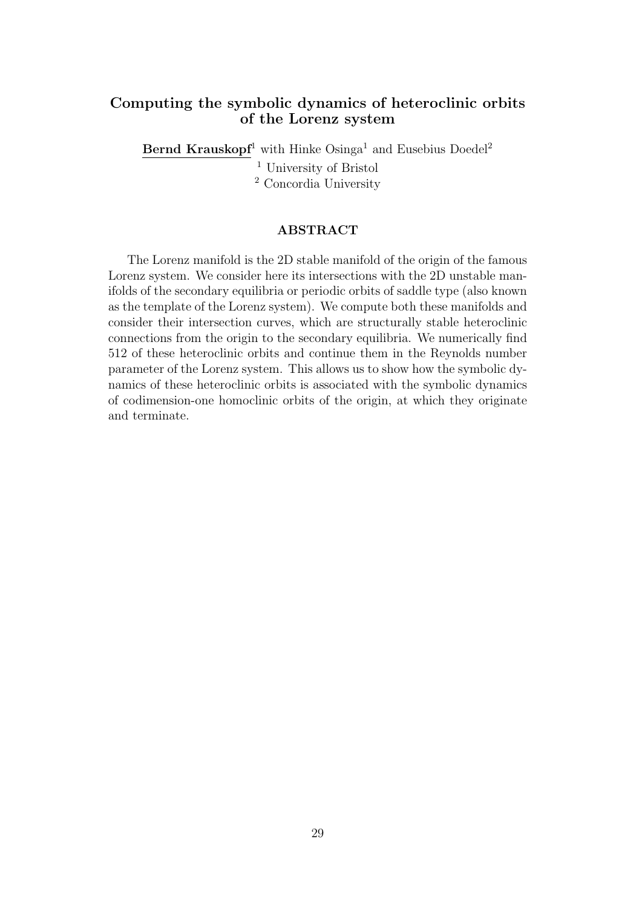## Computing the symbolic dynamics of heteroclinic orbits of the Lorenz system

**Bernd Krauskopf**[1] with Hinke Osinga[1] and Eusebius Doedel[2]

[1] University of Bristol

[2] Concordia University

### ABSTRACT

The Lorenz manifold is the 2D stable manifold of the origin of the famous Lorenz system. We consider here its intersections with the 2D unstable manifolds of the secondary equilibria or periodic orbits of saddle type (also known as the template of the Lorenz system). We compute both these manifolds and consider their intersection curves, which are structurally stable heteroclinic connections from the origin to the secondary equilibria. We numerically find 512 of these heteroclinic orbits and continue them in the Reynolds number parameter of the Lorenz system. This allows us to show how the symbolic dynamics of these heteroclinic orbits is associated with the symbolic dynamics of codimension-one homoclinic orbits of the origin, at which they originate and terminate.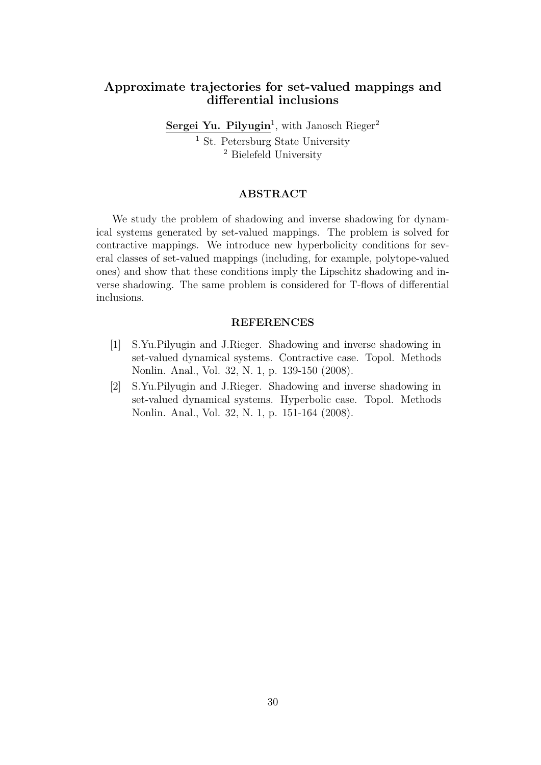## Approximate trajectories for set-valued mappings and differential inclusions

**Sergei Yu. Pilyugin**[1], with Janosch Rieger[2]

[1] St. Petersburg State University
[2] Bielefeld University

### ABSTRACT

We study the problem of shadowing and inverse shadowing for dynamical systems generated by set-valued mappings. The problem is solved for contractive mappings. We introduce new hyperbolicity conditions for several classes of set-valued mappings (including, for example, polytope-valued ones) and show that these conditions imply the Lipschitz shadowing and inverse shadowing. The same problem is considered for T-flows of differential inclusions.

### REFERENCES

[1] S.Yu.Pilyugin and J.Rieger. Shadowing and inverse shadowing in set-valued dynamical systems. Contractive case. Topol. Methods Nonlin. Anal., Vol. 32, N. 1, p. 139-150 (2008).

[2] S.Yu.Pilyugin and J.Rieger. Shadowing and inverse shadowing in set-valued dynamical systems. Hyperbolic case. Topol. Methods Nonlin. Anal., Vol. 32, N. 1, p. 151-164 (2008).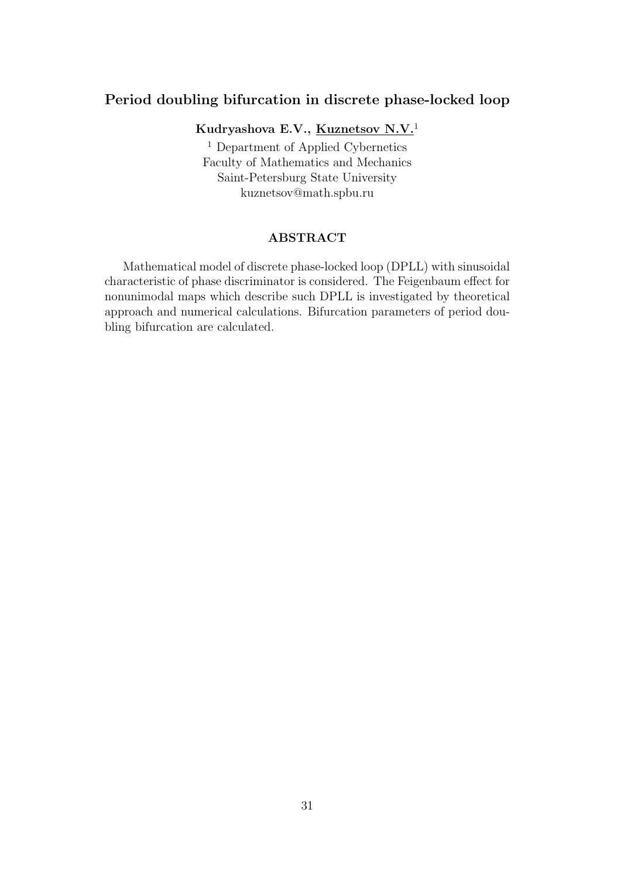## Period doubling bifurcation in discrete phase-locked loop

**Kudryashova E.V., Kuznetsov N.V.**[1]

[1] Department of Applied Cybernetics
Faculty of Mathematics and Mechanics
Saint-Petersburg State University
kuznetsov@math.spbu.ru

### ABSTRACT

Mathematical model of discrete phase-locked loop (DPLL) with sinusoidal characteristic of phase discriminator is considered. The Feigenbaum effect for nonunimodal maps which describe such DPLL is investigated by theoretical approach and numerical calculations. Bifurcation parameters of period doubling bifurcation are calculated.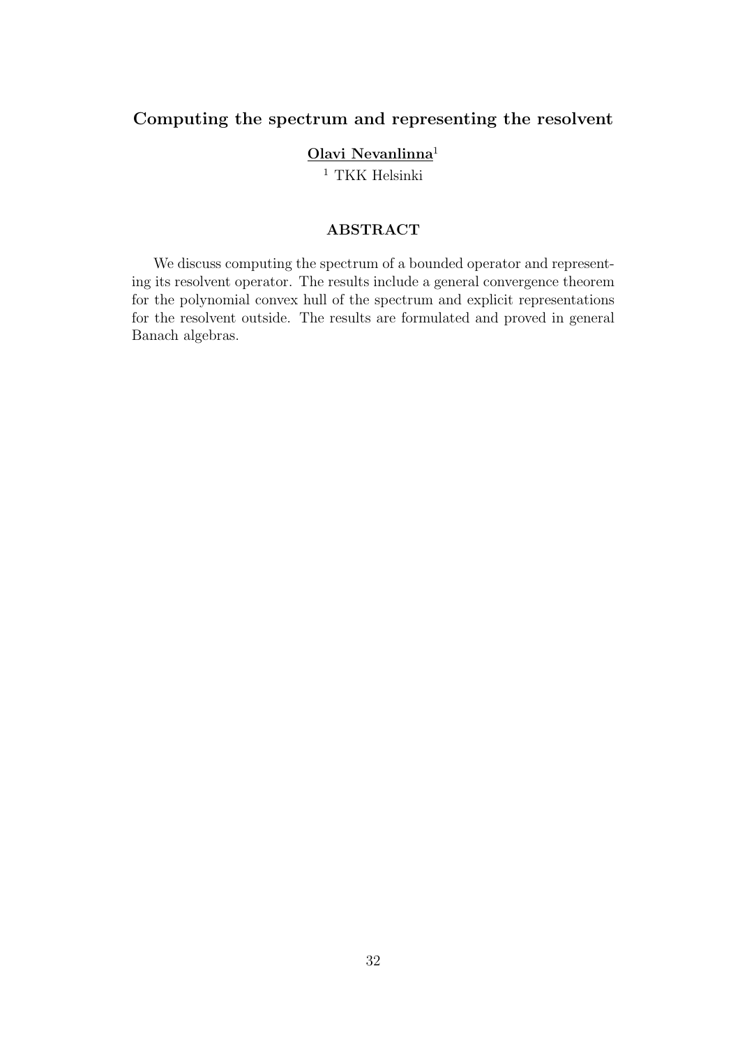## Computing the spectrum and representing the resolvent

**Olavi Nevanlinna**[1]

[1] TKK Helsinki

### ABSTRACT

We discuss computing the spectrum of a bounded operator and representing its resolvent operator. The results include a general convergence theorem for the polynomial convex hull of the spectrum and explicit representations for the resolvent outside. The results are formulated and proved in general Banach algebras.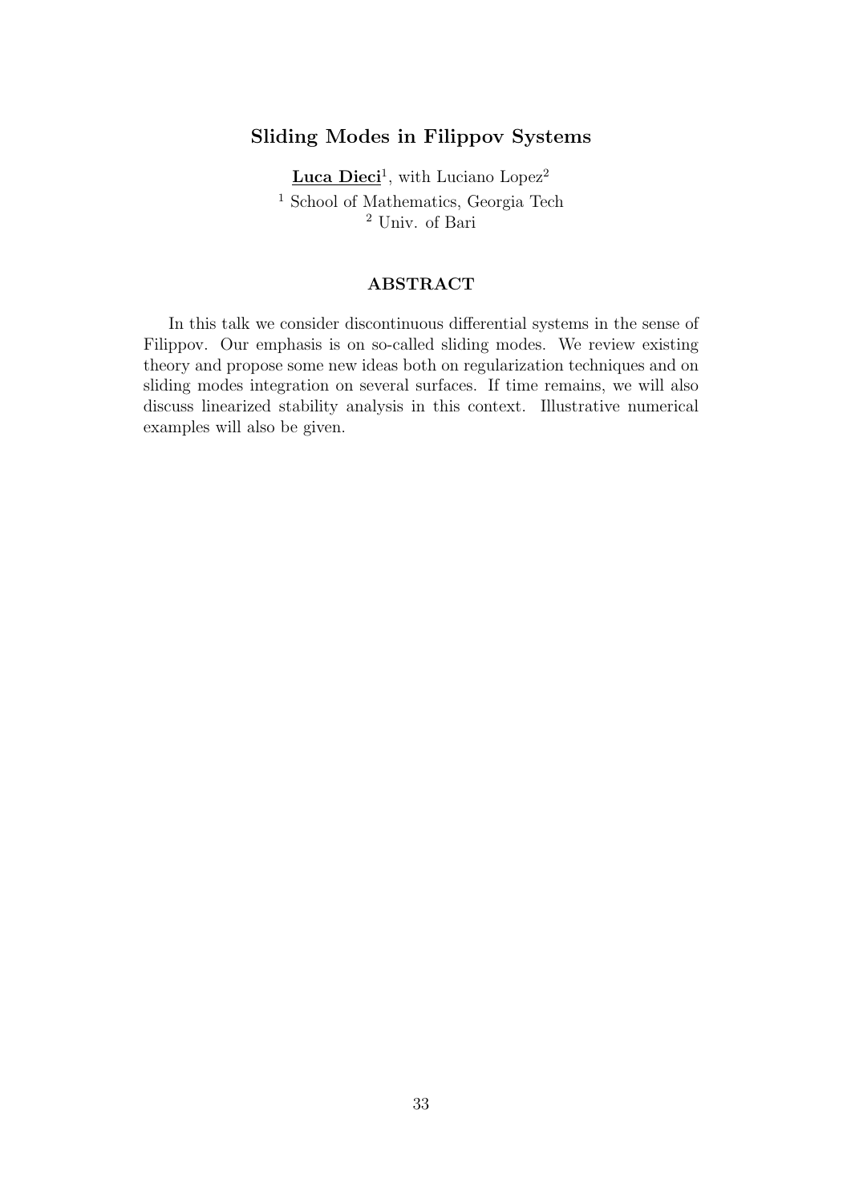### Sliding Modes in Filippov Systems

**Luca Dieci**[1], with Luciano Lopez[2]

[1] School of Mathematics, Georgia Tech
[2] Univ. of Bari

#### ABSTRACT

In this talk we consider discontinuous differential systems in the sense of Filippov. Our emphasis is on so-called sliding modes. We review existing theory and propose some new ideas both on regularization techniques and on sliding modes integration on several surfaces. If time remains, we will also discuss linearized stability analysis in this context. Illustrative numerical examples will also be given.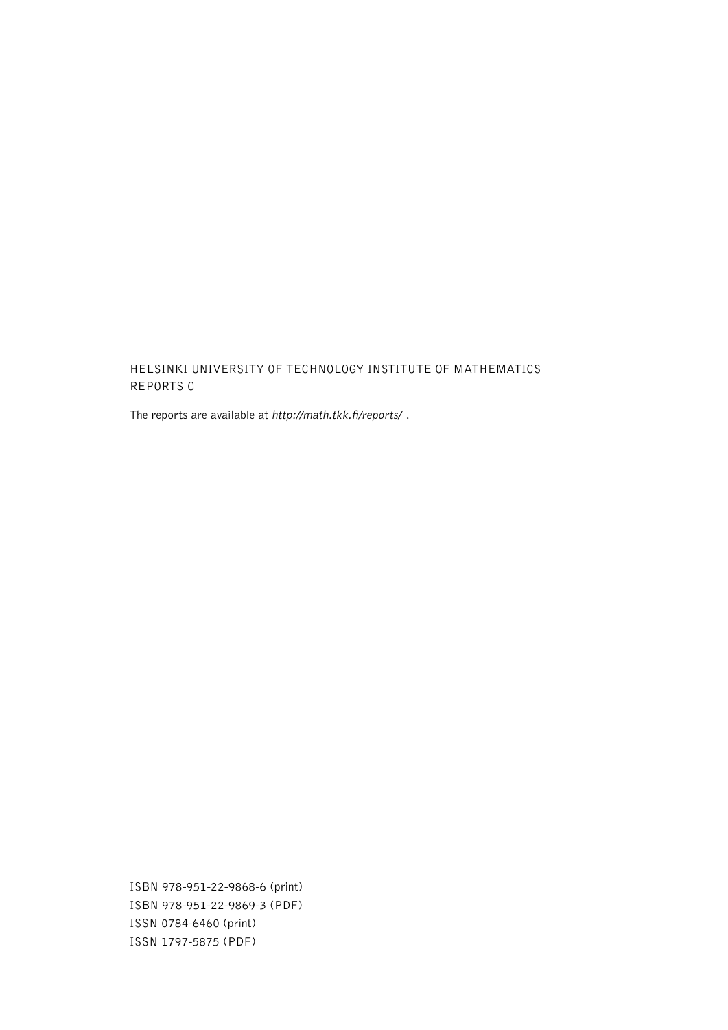HELSINKI UNIVERSITY OF TECHNOLOGY INSTITUTE OF MATHEMATICS
REPORTS C

The reports are available at *http://math.tkk.fi/reports/* .

ISBN 978-951-22-9868-6 (print)
ISBN 978-951-22-9869-3 (PDF)
ISSN 0784-6460 (print)
ISSN 1797-5875 (PDF)